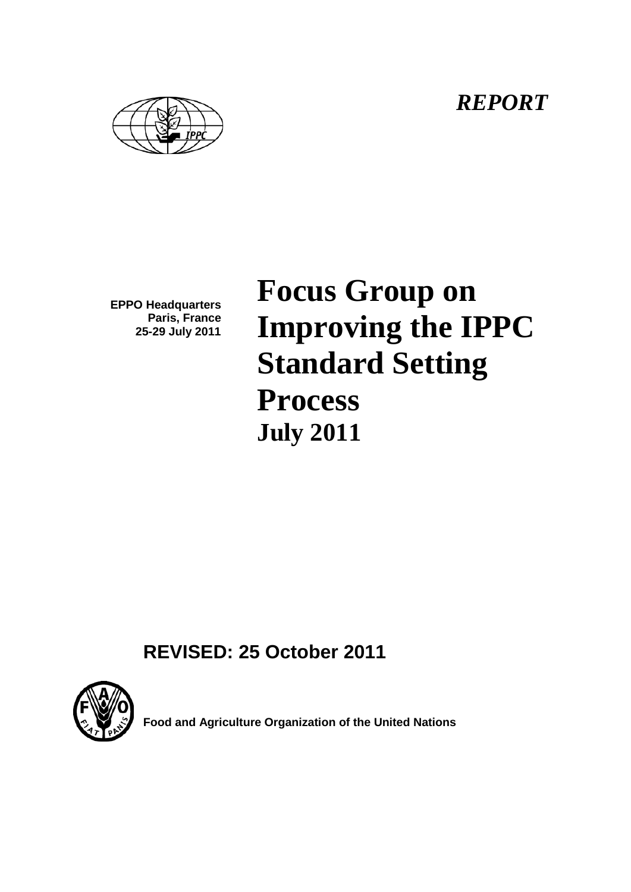*REPORT*

**EPPO Headquarters**
**Paris, France**
**25-29 July 2011**

# Focus Group on Improving the IPPC Standard Setting Process

## July 2011

**REVISED: 25 October 2011**

**Food and Agriculture Organization of the United Nations**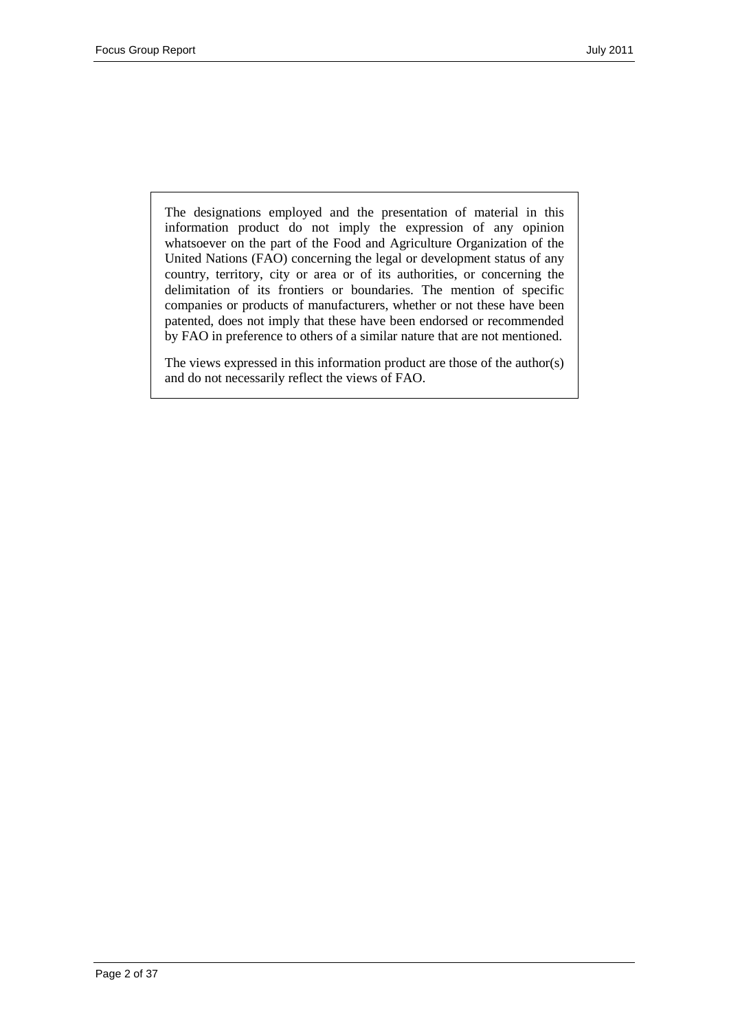The designations employed and the presentation of material in this information product do not imply the expression of any opinion whatsoever on the part of the Food and Agriculture Organization of the United Nations (FAO) concerning the legal or development status of any country, territory, city or area or of its authorities, or concerning the delimitation of its frontiers or boundaries. The mention of specific companies or products of manufacturers, whether or not these have been patented, does not imply that these have been endorsed or recommended by FAO in preference to others of a similar nature that are not mentioned.

The views expressed in this information product are those of the author(s) and do not necessarily reflect the views of FAO.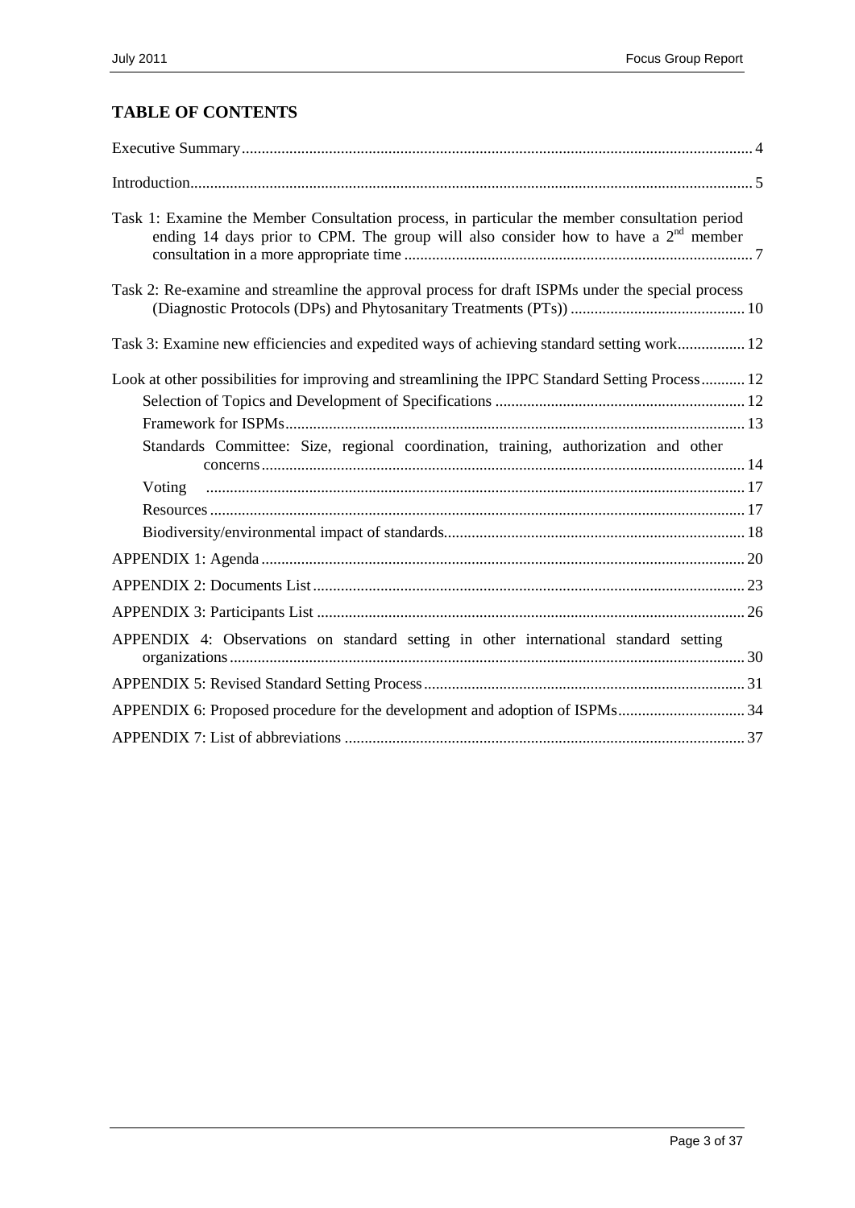## TABLE OF CONTENTS

Executive Summary ... 4

Introduction ... 5

Task 1: Examine the Member Consultation process, in particular the member consultation period ending 14 days prior to CPM. The group will also consider how to have a 2nd member consultation in a more appropriate time ... 7

Task 2: Re-examine and streamline the approval process for draft ISPMs under the special process (Diagnostic Protocols (DPs) and Phytosanitary Treatments (PTs)) ... 10

Task 3: Examine new efficiencies and expedited ways of achieving standard setting work ... 12

Look at other possibilities for improving and streamlining the IPPC Standard Setting Process ... 12

- Selection of Topics and Development of Specifications ... 12
- Framework for ISPMs ... 13
- Standards Committee: Size, regional coordination, training, authorization and other concerns ... 14
- Voting ... 17
- Resources ... 17
- Biodiversity/environmental impact of standards ... 18

APPENDIX 1: Agenda ... 20

APPENDIX 2: Documents List ... 23

APPENDIX 3: Participants List ... 26

APPENDIX 4: Observations on standard setting in other international standard setting organizations ... 30

APPENDIX 5: Revised Standard Setting Process ... 31

APPENDIX 6: Proposed procedure for the development and adoption of ISPMs ... 34

APPENDIX 7: List of abbreviations ... 37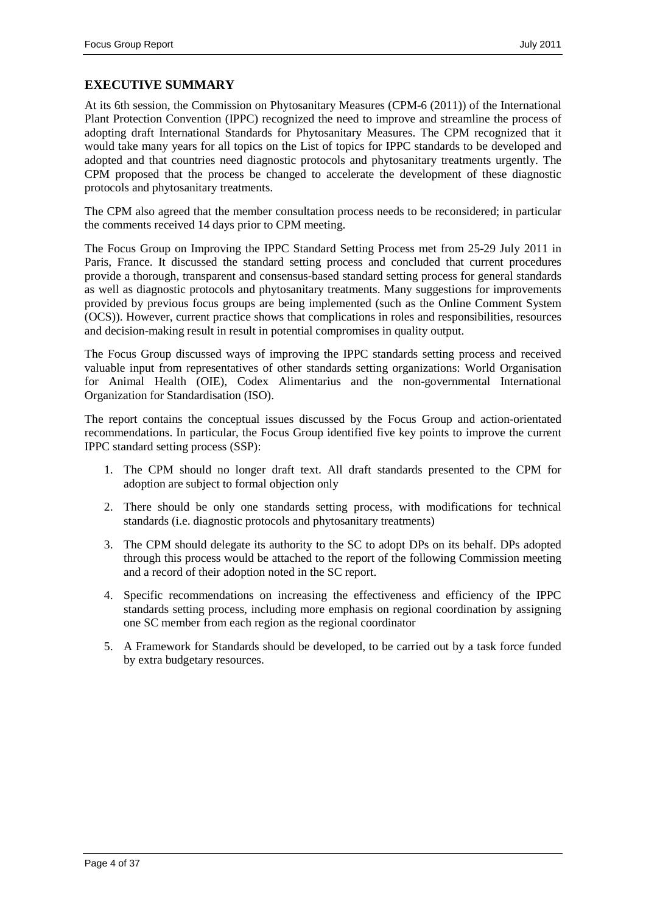## EXECUTIVE SUMMARY

At its 6th session, the Commission on Phytosanitary Measures (CPM-6 (2011)) of the International Plant Protection Convention (IPPC) recognized the need to improve and streamline the process of adopting draft International Standards for Phytosanitary Measures. The CPM recognized that it would take many years for all topics on the List of topics for IPPC standards to be developed and adopted and that countries need diagnostic protocols and phytosanitary treatments urgently. The CPM proposed that the process be changed to accelerate the development of these diagnostic protocols and phytosanitary treatments.

The CPM also agreed that the member consultation process needs to be reconsidered; in particular the comments received 14 days prior to CPM meeting.

The Focus Group on Improving the IPPC Standard Setting Process met from 25-29 July 2011 in Paris, France. It discussed the standard setting process and concluded that current procedures provide a thorough, transparent and consensus-based standard setting process for general standards as well as diagnostic protocols and phytosanitary treatments. Many suggestions for improvements provided by previous focus groups are being implemented (such as the Online Comment System (OCS)). However, current practice shows that complications in roles and responsibilities, resources and decision-making result in result in potential compromises in quality output.

The Focus Group discussed ways of improving the IPPC standards setting process and received valuable input from representatives of other standards setting organizations: World Organisation for Animal Health (OIE), Codex Alimentarius and the non-governmental International Organization for Standardisation (ISO).

The report contains the conceptual issues discussed by the Focus Group and action-orientated recommendations. In particular, the Focus Group identified five key points to improve the current IPPC standard setting process (SSP):

1. The CPM should no longer draft text. All draft standards presented to the CPM for adoption are subject to formal objection only
2. There should be only one standards setting process, with modifications for technical standards (i.e. diagnostic protocols and phytosanitary treatments)
3. The CPM should delegate its authority to the SC to adopt DPs on its behalf. DPs adopted through this process would be attached to the report of the following Commission meeting and a record of their adoption noted in the SC report.
4. Specific recommendations on increasing the effectiveness and efficiency of the IPPC standards setting process, including more emphasis on regional coordination by assigning one SC member from each region as the regional coordinator
5. A Framework for Standards should be developed, to be carried out by a task force funded by extra budgetary resources.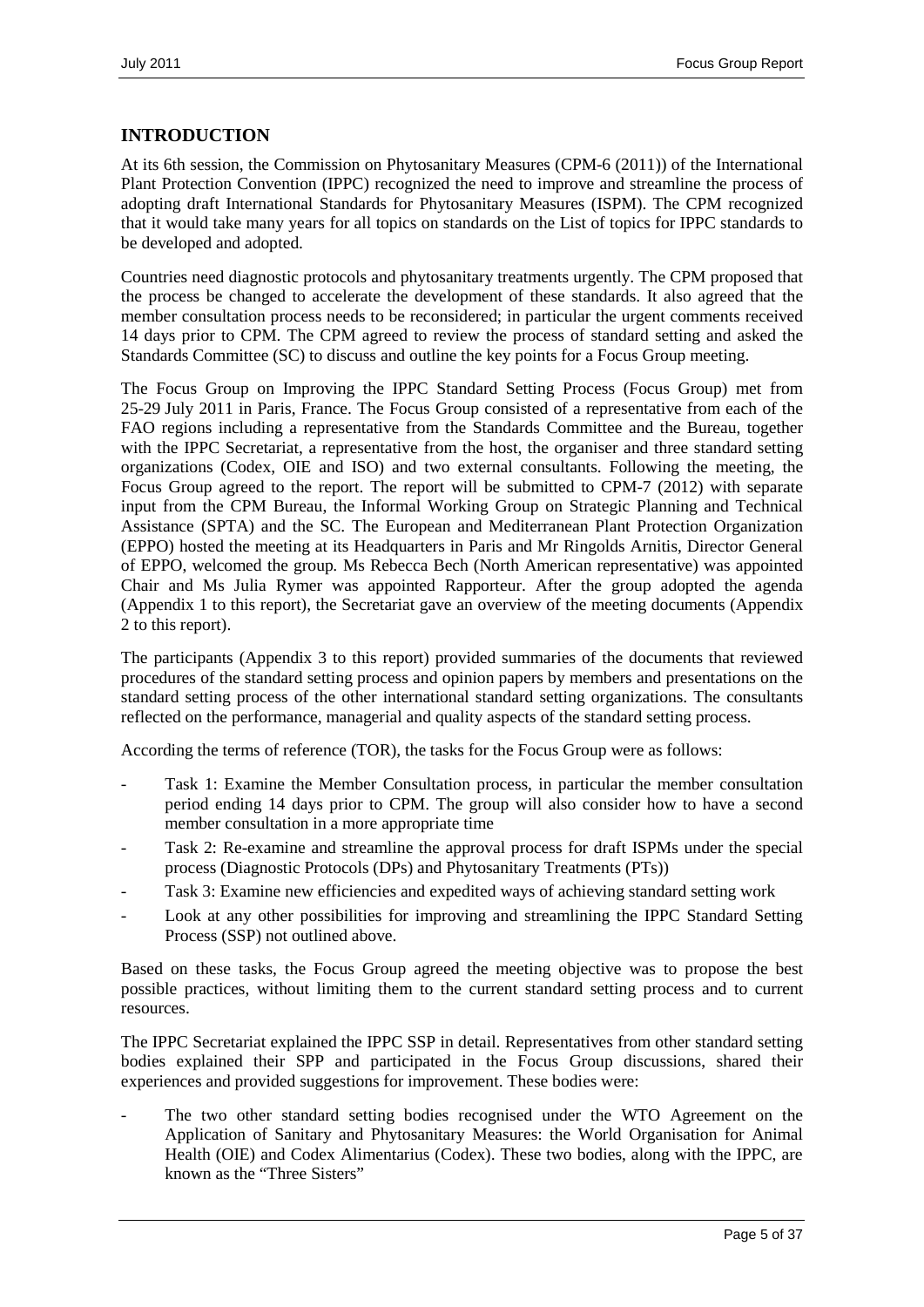## INTRODUCTION

At its 6th session, the Commission on Phytosanitary Measures (CPM-6 (2011)) of the International Plant Protection Convention (IPPC) recognized the need to improve and streamline the process of adopting draft International Standards for Phytosanitary Measures (ISPM). The CPM recognized that it would take many years for all topics on standards on the List of topics for IPPC standards to be developed and adopted.

Countries need diagnostic protocols and phytosanitary treatments urgently. The CPM proposed that the process be changed to accelerate the development of these standards. It also agreed that the member consultation process needs to be reconsidered; in particular the urgent comments received 14 days prior to CPM. The CPM agreed to review the process of standard setting and asked the Standards Committee (SC) to discuss and outline the key points for a Focus Group meeting.

The Focus Group on Improving the IPPC Standard Setting Process (Focus Group) met from 25-29 July 2011 in Paris, France. The Focus Group consisted of a representative from each of the FAO regions including a representative from the Standards Committee and the Bureau, together with the IPPC Secretariat, a representative from the host, the organiser and three standard setting organizations (Codex, OIE and ISO) and two external consultants. Following the meeting, the Focus Group agreed to the report. The report will be submitted to CPM-7 (2012) with separate input from the CPM Bureau, the Informal Working Group on Strategic Planning and Technical Assistance (SPTA) and the SC. The European and Mediterranean Plant Protection Organization (EPPO) hosted the meeting at its Headquarters in Paris and Mr Ringolds Arnitis, Director General of EPPO, welcomed the group. Ms Rebecca Bech (North American representative) was appointed Chair and Ms Julia Rymer was appointed Rapporteur. After the group adopted the agenda (Appendix 1 to this report), the Secretariat gave an overview of the meeting documents (Appendix 2 to this report).

The participants (Appendix 3 to this report) provided summaries of the documents that reviewed procedures of the standard setting process and opinion papers by members and presentations on the standard setting process of the other international standard setting organizations. The consultants reflected on the performance, managerial and quality aspects of the standard setting process.

According the terms of reference (TOR), the tasks for the Focus Group were as follows:

- Task 1: Examine the Member Consultation process, in particular the member consultation period ending 14 days prior to CPM. The group will also consider how to have a second member consultation in a more appropriate time
- Task 2: Re-examine and streamline the approval process for draft ISPMs under the special process (Diagnostic Protocols (DPs) and Phytosanitary Treatments (PTs))
- Task 3: Examine new efficiencies and expedited ways of achieving standard setting work
- Look at any other possibilities for improving and streamlining the IPPC Standard Setting Process (SSP) not outlined above.

Based on these tasks, the Focus Group agreed the meeting objective was to propose the best possible practices, without limiting them to the current standard setting process and to current resources.

The IPPC Secretariat explained the IPPC SSP in detail. Representatives from other standard setting bodies explained their SPP and participated in the Focus Group discussions, shared their experiences and provided suggestions for improvement. These bodies were:

- The two other standard setting bodies recognised under the WTO Agreement on the Application of Sanitary and Phytosanitary Measures: the World Organisation for Animal Health (OIE) and Codex Alimentarius (Codex). These two bodies, along with the IPPC, are known as the "Three Sisters"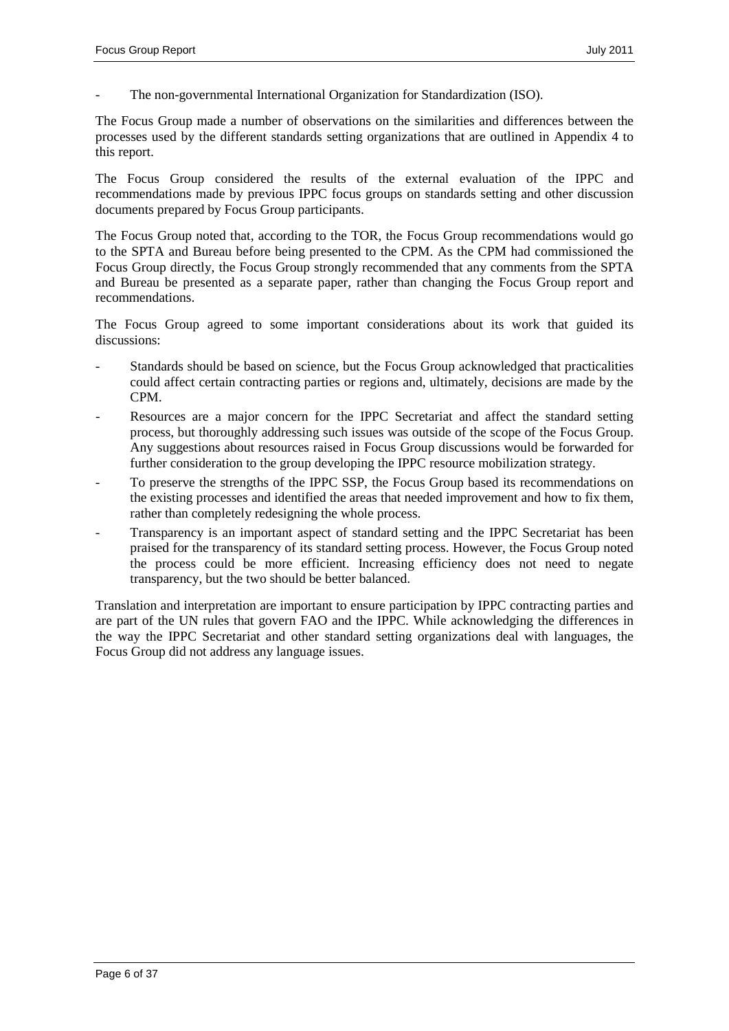- The non-governmental International Organization for Standardization (ISO).

The Focus Group made a number of observations on the similarities and differences between the processes used by the different standards setting organizations that are outlined in Appendix 4 to this report.

The Focus Group considered the results of the external evaluation of the IPPC and recommendations made by previous IPPC focus groups on standards setting and other discussion documents prepared by Focus Group participants.

The Focus Group noted that, according to the TOR, the Focus Group recommendations would go to the SPTA and Bureau before being presented to the CPM. As the CPM had commissioned the Focus Group directly, the Focus Group strongly recommended that any comments from the SPTA and Bureau be presented as a separate paper, rather than changing the Focus Group report and recommendations.

The Focus Group agreed to some important considerations about its work that guided its discussions:

- Standards should be based on science, but the Focus Group acknowledged that practicalities could affect certain contracting parties or regions and, ultimately, decisions are made by the CPM.
- Resources are a major concern for the IPPC Secretariat and affect the standard setting process, but thoroughly addressing such issues was outside of the scope of the Focus Group. Any suggestions about resources raised in Focus Group discussions would be forwarded for further consideration to the group developing the IPPC resource mobilization strategy.
- To preserve the strengths of the IPPC SSP, the Focus Group based its recommendations on the existing processes and identified the areas that needed improvement and how to fix them, rather than completely redesigning the whole process.
- Transparency is an important aspect of standard setting and the IPPC Secretariat has been praised for the transparency of its standard setting process. However, the Focus Group noted the process could be more efficient. Increasing efficiency does not need to negate transparency, but the two should be better balanced.

Translation and interpretation are important to ensure participation by IPPC contracting parties and are part of the UN rules that govern FAO and the IPPC. While acknowledging the differences in the way the IPPC Secretariat and other standard setting organizations deal with languages, the Focus Group did not address any language issues.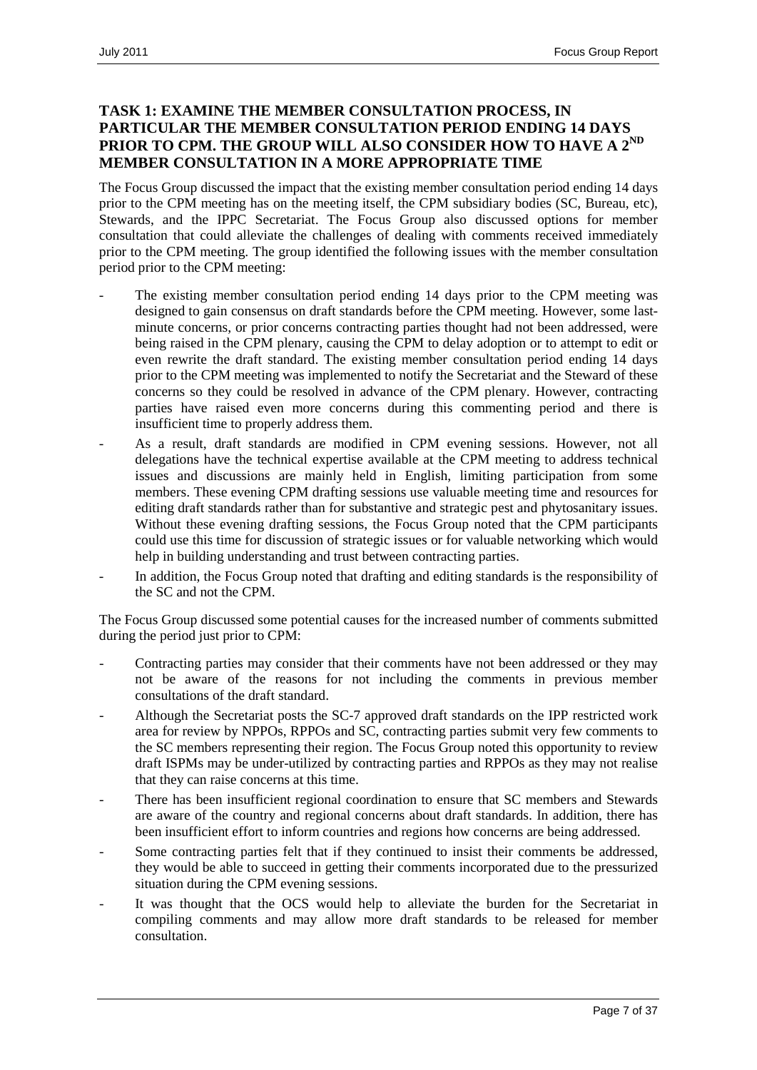## TASK 1: EXAMINE THE MEMBER CONSULTATION PROCESS, IN PARTICULAR THE MEMBER CONSULTATION PERIOD ENDING 14 DAYS PRIOR TO CPM. THE GROUP WILL ALSO CONSIDER HOW TO HAVE A 2ND MEMBER CONSULTATION IN A MORE APPROPRIATE TIME

The Focus Group discussed the impact that the existing member consultation period ending 14 days prior to the CPM meeting has on the meeting itself, the CPM subsidiary bodies (SC, Bureau, etc), Stewards, and the IPPC Secretariat. The Focus Group also discussed options for member consultation that could alleviate the challenges of dealing with comments received immediately prior to the CPM meeting. The group identified the following issues with the member consultation period prior to the CPM meeting:

- The existing member consultation period ending 14 days prior to the CPM meeting was designed to gain consensus on draft standards before the CPM meeting. However, some last-minute concerns, or prior concerns contracting parties thought had not been addressed, were being raised in the CPM plenary, causing the CPM to delay adoption or to attempt to edit or even rewrite the draft standard. The existing member consultation period ending 14 days prior to the CPM meeting was implemented to notify the Secretariat and the Steward of these concerns so they could be resolved in advance of the CPM plenary. However, contracting parties have raised even more concerns during this commenting period and there is insufficient time to properly address them.
- As a result, draft standards are modified in CPM evening sessions. However, not all delegations have the technical expertise available at the CPM meeting to address technical issues and discussions are mainly held in English, limiting participation from some members. These evening CPM drafting sessions use valuable meeting time and resources for editing draft standards rather than for substantive and strategic pest and phytosanitary issues. Without these evening drafting sessions, the Focus Group noted that the CPM participants could use this time for discussion of strategic issues or for valuable networking which would help in building understanding and trust between contracting parties.
- In addition, the Focus Group noted that drafting and editing standards is the responsibility of the SC and not the CPM.

The Focus Group discussed some potential causes for the increased number of comments submitted during the period just prior to CPM:

- Contracting parties may consider that their comments have not been addressed or they may not be aware of the reasons for not including the comments in previous member consultations of the draft standard.
- Although the Secretariat posts the SC-7 approved draft standards on the IPP restricted work area for review by NPPOs, RPPOs and SC, contracting parties submit very few comments to the SC members representing their region. The Focus Group noted this opportunity to review draft ISPMs may be under-utilized by contracting parties and RPPOs as they may not realise that they can raise concerns at this time.
- There has been insufficient regional coordination to ensure that SC members and Stewards are aware of the country and regional concerns about draft standards. In addition, there has been insufficient effort to inform countries and regions how concerns are being addressed.
- Some contracting parties felt that if they continued to insist their comments be addressed, they would be able to succeed in getting their comments incorporated due to the pressurized situation during the CPM evening sessions.
- It was thought that the OCS would help to alleviate the burden for the Secretariat in compiling comments and may allow more draft standards to be released for member consultation.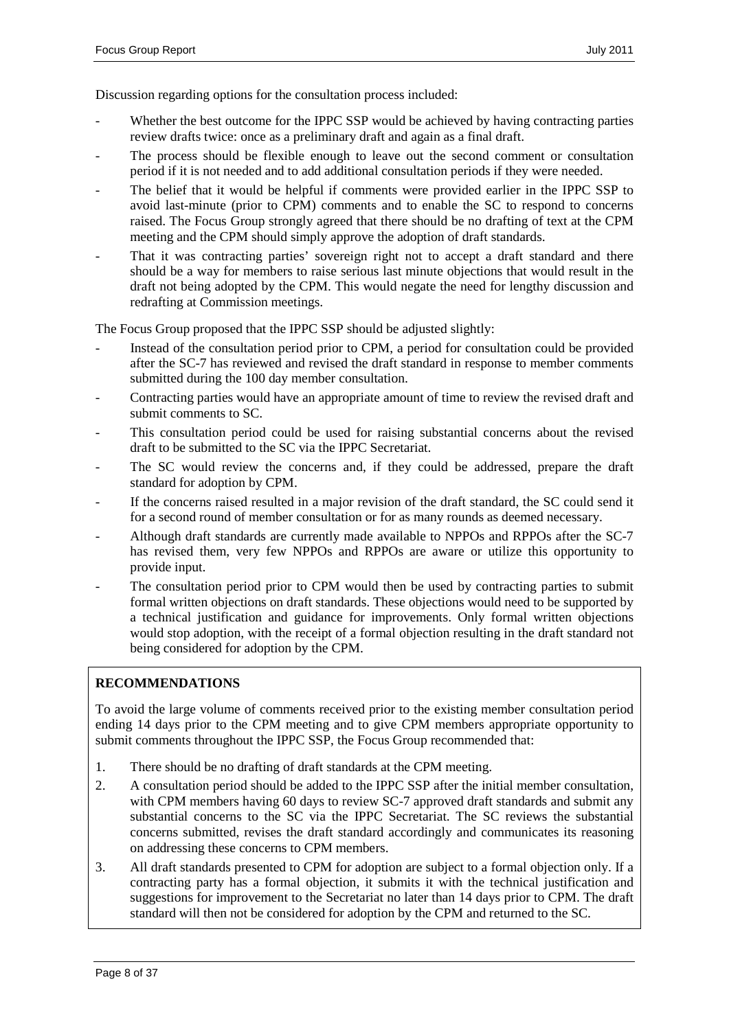Discussion regarding options for the consultation process included:

- Whether the best outcome for the IPPC SSP would be achieved by having contracting parties review drafts twice: once as a preliminary draft and again as a final draft.
- The process should be flexible enough to leave out the second comment or consultation period if it is not needed and to add additional consultation periods if they were needed.
- The belief that it would be helpful if comments were provided earlier in the IPPC SSP to avoid last-minute (prior to CPM) comments and to enable the SC to respond to concerns raised. The Focus Group strongly agreed that there should be no drafting of text at the CPM meeting and the CPM should simply approve the adoption of draft standards.
- That it was contracting parties' sovereign right not to accept a draft standard and there should be a way for members to raise serious last minute objections that would result in the draft not being adopted by the CPM. This would negate the need for lengthy discussion and redrafting at Commission meetings.

The Focus Group proposed that the IPPC SSP should be adjusted slightly:

- Instead of the consultation period prior to CPM, a period for consultation could be provided after the SC-7 has reviewed and revised the draft standard in response to member comments submitted during the 100 day member consultation.
- Contracting parties would have an appropriate amount of time to review the revised draft and submit comments to SC.
- This consultation period could be used for raising substantial concerns about the revised draft to be submitted to the SC via the IPPC Secretariat.
- The SC would review the concerns and, if they could be addressed, prepare the draft standard for adoption by CPM.
- If the concerns raised resulted in a major revision of the draft standard, the SC could send it for a second round of member consultation or for as many rounds as deemed necessary.
- Although draft standards are currently made available to NPPOs and RPPOs after the SC-7 has revised them, very few NPPOs and RPPOs are aware or utilize this opportunity to provide input.
- The consultation period prior to CPM would then be used by contracting parties to submit formal written objections on draft standards. These objections would need to be supported by a technical justification and guidance for improvements. Only formal written objections would stop adoption, with the receipt of a formal objection resulting in the draft standard not being considered for adoption by the CPM.

**RECOMMENDATIONS**

To avoid the large volume of comments received prior to the existing member consultation period ending 14 days prior to the CPM meeting and to give CPM members appropriate opportunity to submit comments throughout the IPPC SSP, the Focus Group recommended that:

1. There should be no drafting of draft standards at the CPM meeting.
2. A consultation period should be added to the IPPC SSP after the initial member consultation, with CPM members having 60 days to review SC-7 approved draft standards and submit any substantial concerns to the SC via the IPPC Secretariat. The SC reviews the substantial concerns submitted, revises the draft standard accordingly and communicates its reasoning on addressing these concerns to CPM members.
3. All draft standards presented to CPM for adoption are subject to a formal objection only. If a contracting party has a formal objection, it submits it with the technical justification and suggestions for improvement to the Secretariat no later than 14 days prior to CPM. The draft standard will then not be considered for adoption by the CPM and returned to the SC.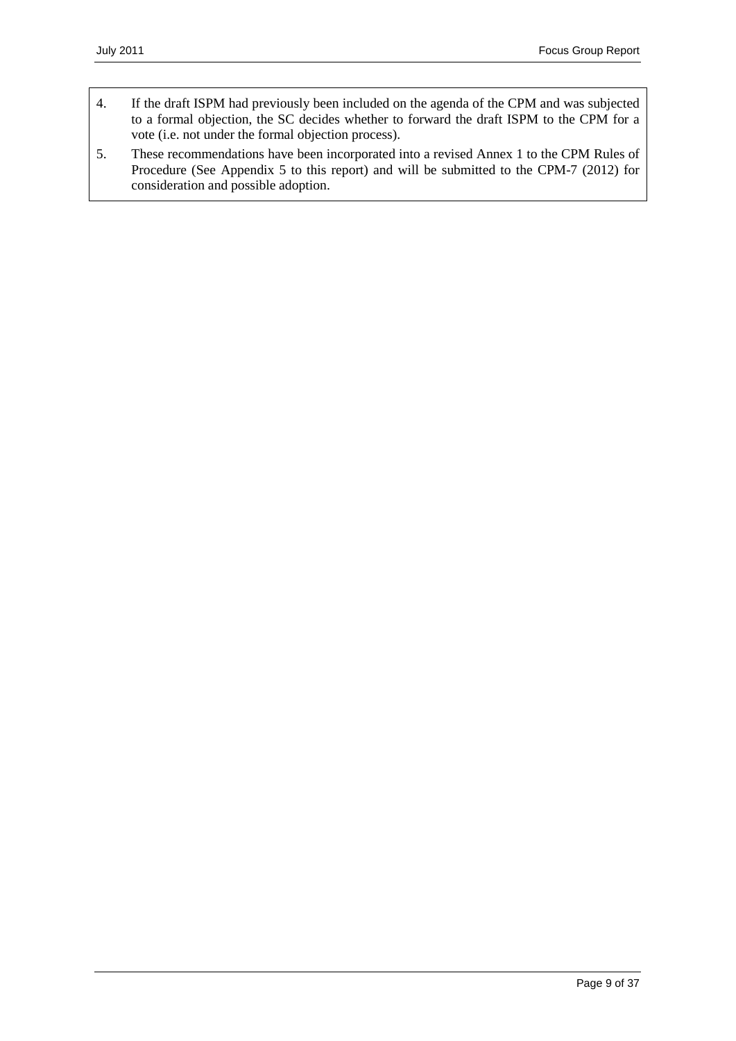4. If the draft ISPM had previously been included on the agenda of the CPM and was subjected to a formal objection, the SC decides whether to forward the draft ISPM to the CPM for a vote (i.e. not under the formal objection process).
5. These recommendations have been incorporated into a revised Annex 1 to the CPM Rules of Procedure (See Appendix 5 to this report) and will be submitted to the CPM-7 (2012) for consideration and possible adoption.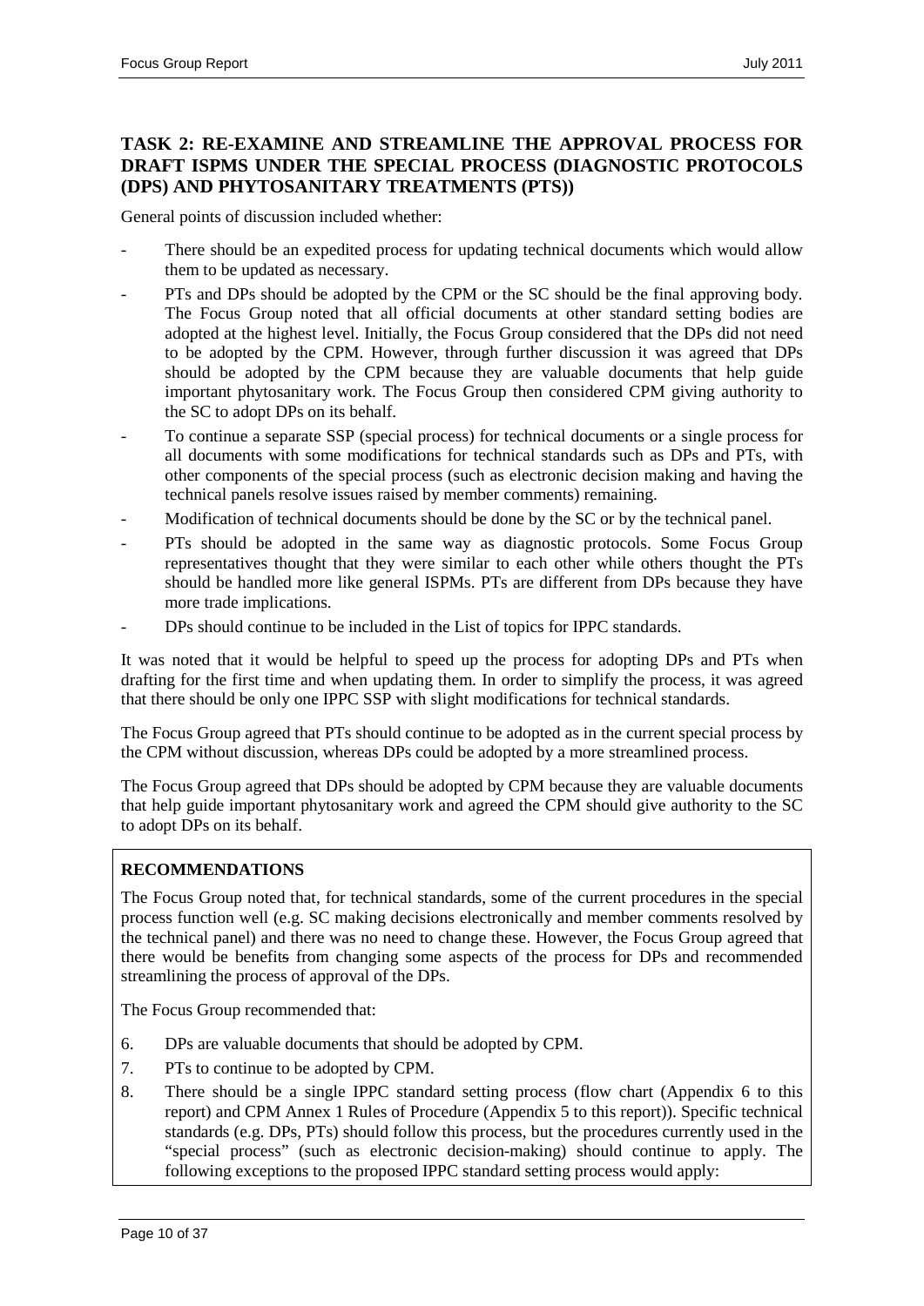## TASK 2: RE-EXAMINE AND STREAMLINE THE APPROVAL PROCESS FOR DRAFT ISPMS UNDER THE SPECIAL PROCESS (DIAGNOSTIC PROTOCOLS (DPS) AND PHYTOSANITARY TREATMENTS (PTS))

General points of discussion included whether:

- There should be an expedited process for updating technical documents which would allow them to be updated as necessary.
- PTs and DPs should be adopted by the CPM or the SC should be the final approving body. The Focus Group noted that all official documents at other standard setting bodies are adopted at the highest level. Initially, the Focus Group considered that the DPs did not need to be adopted by the CPM. However, through further discussion it was agreed that DPs should be adopted by the CPM because they are valuable documents that help guide important phytosanitary work. The Focus Group then considered CPM giving authority to the SC to adopt DPs on its behalf.
- To continue a separate SSP (special process) for technical documents or a single process for all documents with some modifications for technical standards such as DPs and PTs, with other components of the special process (such as electronic decision making and having the technical panels resolve issues raised by member comments) remaining.
- Modification of technical documents should be done by the SC or by the technical panel.
- PTs should be adopted in the same way as diagnostic protocols. Some Focus Group representatives thought that they were similar to each other while others thought the PTs should be handled more like general ISPMs. PTs are different from DPs because they have more trade implications.
- DPs should continue to be included in the List of topics for IPPC standards.

It was noted that it would be helpful to speed up the process for adopting DPs and PTs when drafting for the first time and when updating them. In order to simplify the process, it was agreed that there should be only one IPPC SSP with slight modifications for technical standards.

The Focus Group agreed that PTs should continue to be adopted as in the current special process by the CPM without discussion, whereas DPs could be adopted by a more streamlined process.

The Focus Group agreed that DPs should be adopted by CPM because they are valuable documents that help guide important phytosanitary work and agreed the CPM should give authority to the SC to adopt DPs on its behalf.

**RECOMMENDATIONS**

The Focus Group noted that, for technical standards, some of the current procedures in the special process function well (e.g. SC making decisions electronically and member comments resolved by the technical panel) and there was no need to change these. However, the Focus Group agreed that there would be benefits from changing some aspects of the process for DPs and recommended streamlining the process of approval of the DPs.

The Focus Group recommended that:

6. DPs are valuable documents that should be adopted by CPM.
7. PTs to continue to be adopted by CPM.
8. There should be a single IPPC standard setting process (flow chart (Appendix 6 to this report) and CPM Annex 1 Rules of Procedure (Appendix 5 to this report)). Specific technical standards (e.g. DPs, PTs) should follow this process, but the procedures currently used in the "special process" (such as electronic decision-making) should continue to apply. The following exceptions to the proposed IPPC standard setting process would apply: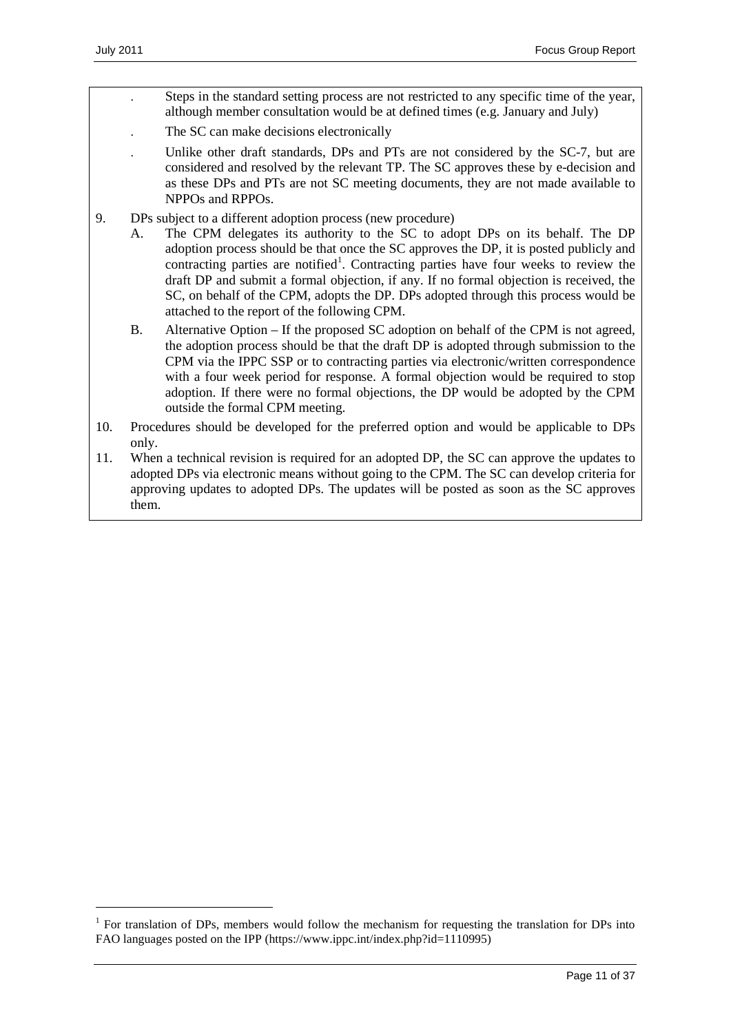- Steps in the standard setting process are not restricted to any specific time of the year, although member consultation would be at defined times (e.g. January and July)
- The SC can make decisions electronically
- Unlike other draft standards, DPs and PTs are not considered by the SC-7, but are considered and resolved by the relevant TP. The SC approves these by e-decision and as these DPs and PTs are not SC meeting documents, they are not made available to NPPOs and RPPOs.

9. DPs subject to a different adoption process (new procedure)
   A. The CPM delegates its authority to the SC to adopt DPs on its behalf. The DP adoption process should be that once the SC approves the DP, it is posted publicly and contracting parties are notified[1]. Contracting parties have four weeks to review the draft DP and submit a formal objection, if any. If no formal objection is received, the SC, on behalf of the CPM, adopts the DP. DPs adopted through this process would be attached to the report of the following CPM.
   B. Alternative Option – If the proposed SC adoption on behalf of the CPM is not agreed, the adoption process should be that the draft DP is adopted through submission to the CPM via the IPPC SSP or to contracting parties via electronic/written correspondence with a four week period for response. A formal objection would be required to stop adoption. If there were no formal objections, the DP would be adopted by the CPM outside the formal CPM meeting.
10. Procedures should be developed for the preferred option and would be applicable to DPs only.
11. When a technical revision is required for an adopted DP, the SC can approve the updates to adopted DPs via electronic means without going to the CPM. The SC can develop criteria for approving updates to adopted DPs. The updates will be posted as soon as the SC approves them.

---

[1] For translation of DPs, members would follow the mechanism for requesting the translation for DPs into FAO languages posted on the IPP (https://www.ippc.int/index.php?id=1110995)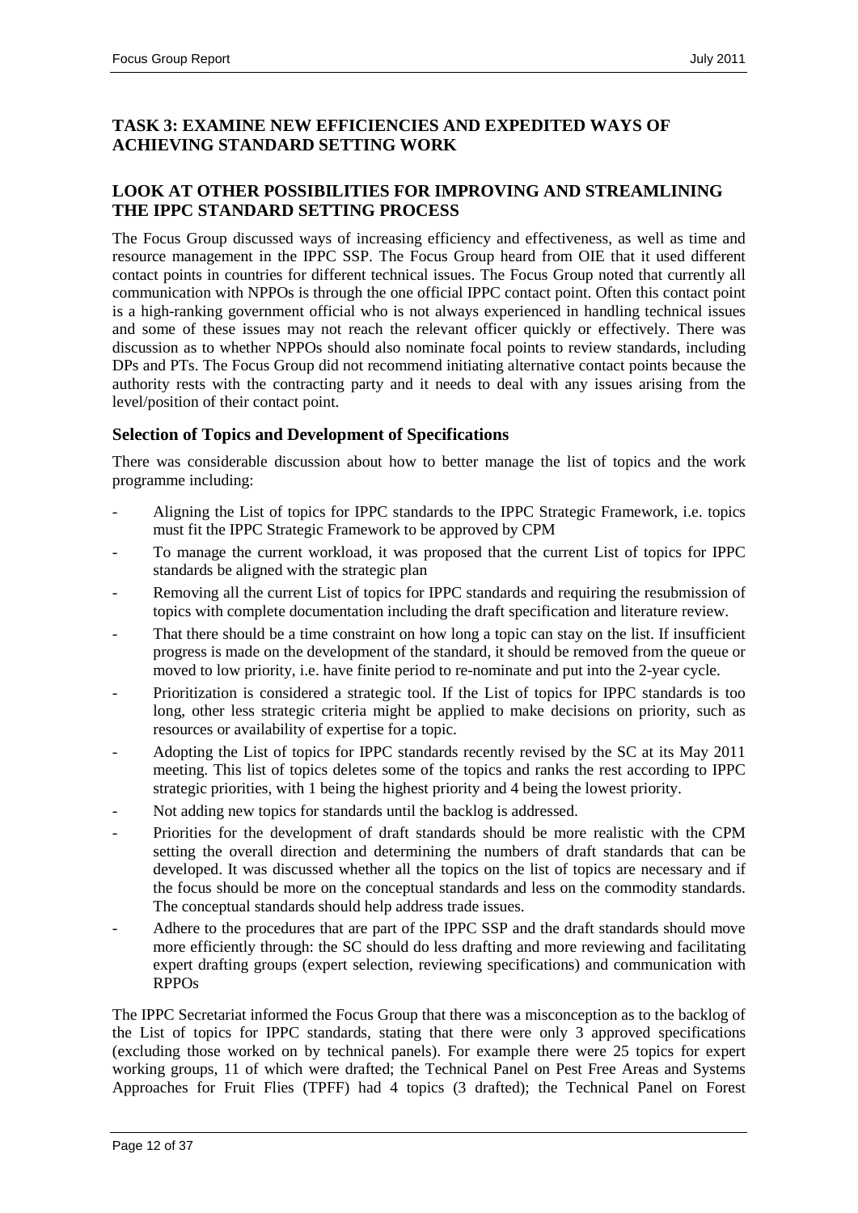## TASK 3: EXAMINE NEW EFFICIENCIES AND EXPEDITED WAYS OF ACHIEVING STANDARD SETTING WORK

## LOOK AT OTHER POSSIBILITIES FOR IMPROVING AND STREAMLINING THE IPPC STANDARD SETTING PROCESS

The Focus Group discussed ways of increasing efficiency and effectiveness, as well as time and resource management in the IPPC SSP. The Focus Group heard from OIE that it used different contact points in countries for different technical issues. The Focus Group noted that currently all communication with NPPOs is through the one official IPPC contact point. Often this contact point is a high-ranking government official who is not always experienced in handling technical issues and some of these issues may not reach the relevant officer quickly or effectively. There was discussion as to whether NPPOs should also nominate focal points to review standards, including DPs and PTs. The Focus Group did not recommend initiating alternative contact points because the authority rests with the contracting party and it needs to deal with any issues arising from the level/position of their contact point.

### Selection of Topics and Development of Specifications

There was considerable discussion about how to better manage the list of topics and the work programme including:

- Aligning the List of topics for IPPC standards to the IPPC Strategic Framework, i.e. topics must fit the IPPC Strategic Framework to be approved by CPM
- To manage the current workload, it was proposed that the current List of topics for IPPC standards be aligned with the strategic plan
- Removing all the current List of topics for IPPC standards and requiring the resubmission of topics with complete documentation including the draft specification and literature review.
- That there should be a time constraint on how long a topic can stay on the list. If insufficient progress is made on the development of the standard, it should be removed from the queue or moved to low priority, i.e. have finite period to re-nominate and put into the 2-year cycle.
- Prioritization is considered a strategic tool. If the List of topics for IPPC standards is too long, other less strategic criteria might be applied to make decisions on priority, such as resources or availability of expertise for a topic.
- Adopting the List of topics for IPPC standards recently revised by the SC at its May 2011 meeting. This list of topics deletes some of the topics and ranks the rest according to IPPC strategic priorities, with 1 being the highest priority and 4 being the lowest priority.
- Not adding new topics for standards until the backlog is addressed.
- Priorities for the development of draft standards should be more realistic with the CPM setting the overall direction and determining the numbers of draft standards that can be developed. It was discussed whether all the topics on the list of topics are necessary and if the focus should be more on the conceptual standards and less on the commodity standards. The conceptual standards should help address trade issues.
- Adhere to the procedures that are part of the IPPC SSP and the draft standards should move more efficiently through: the SC should do less drafting and more reviewing and facilitating expert drafting groups (expert selection, reviewing specifications) and communication with RPPOs

The IPPC Secretariat informed the Focus Group that there was a misconception as to the backlog of the List of topics for IPPC standards, stating that there were only 3 approved specifications (excluding those worked on by technical panels). For example there were 25 topics for expert working groups, 11 of which were drafted; the Technical Panel on Pest Free Areas and Systems Approaches for Fruit Flies (TPFF) had 4 topics (3 drafted); the Technical Panel on Forest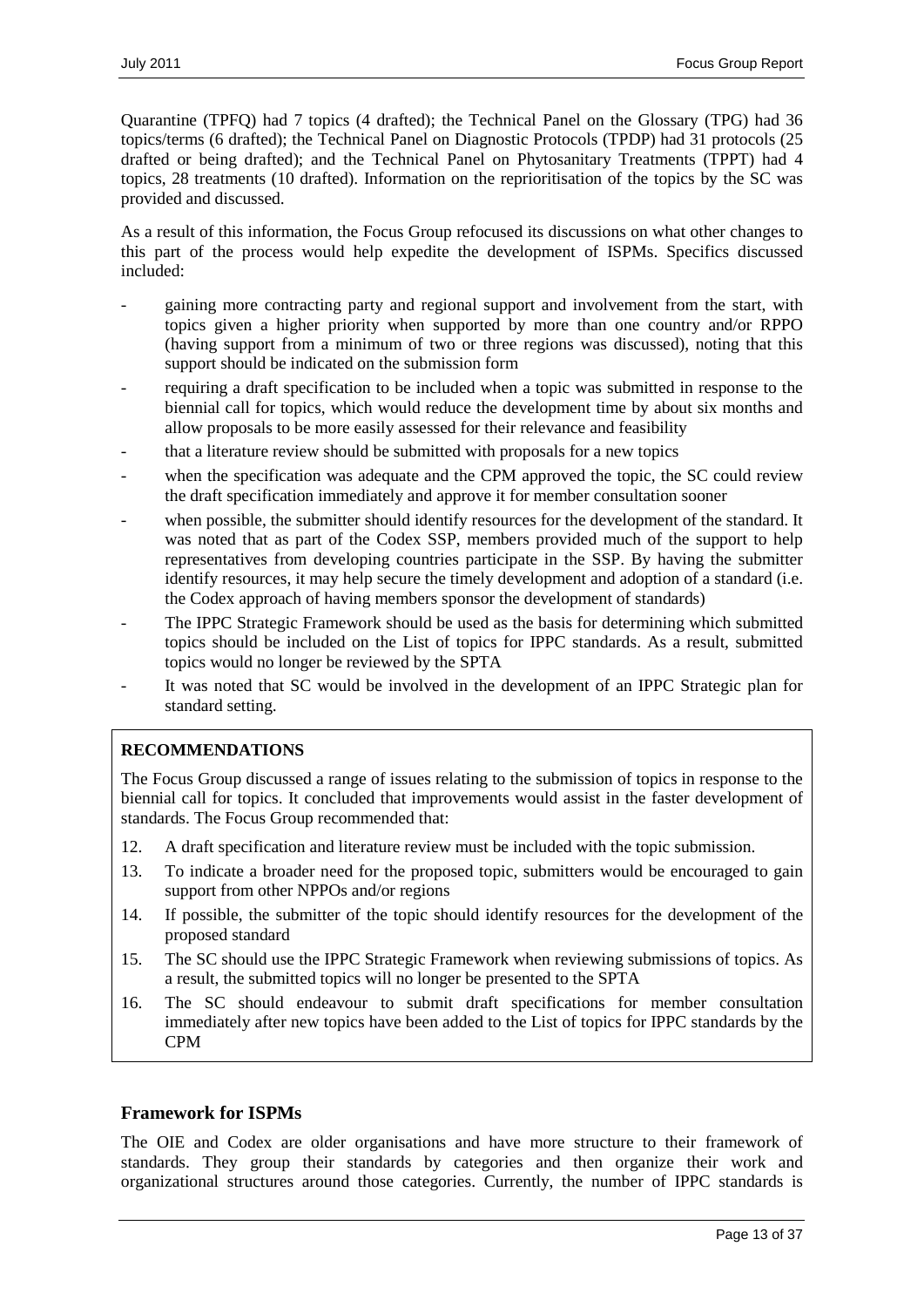Quarantine (TPFQ) had 7 topics (4 drafted); the Technical Panel on the Glossary (TPG) had 36 topics/terms (6 drafted); the Technical Panel on Diagnostic Protocols (TPDP) had 31 protocols (25 drafted or being drafted); and the Technical Panel on Phytosanitary Treatments (TPPT) had 4 topics, 28 treatments (10 drafted). Information on the reprioritisation of the topics by the SC was provided and discussed.

As a result of this information, the Focus Group refocused its discussions on what other changes to this part of the process would help expedite the development of ISPMs. Specifics discussed included:

- gaining more contracting party and regional support and involvement from the start, with topics given a higher priority when supported by more than one country and/or RPPO (having support from a minimum of two or three regions was discussed), noting that this support should be indicated on the submission form
- requiring a draft specification to be included when a topic was submitted in response to the biennial call for topics, which would reduce the development time by about six months and allow proposals to be more easily assessed for their relevance and feasibility
- that a literature review should be submitted with proposals for a new topics
- when the specification was adequate and the CPM approved the topic, the SC could review the draft specification immediately and approve it for member consultation sooner
- when possible, the submitter should identify resources for the development of the standard. It was noted that as part of the Codex SSP, members provided much of the support to help representatives from developing countries participate in the SSP. By having the submitter identify resources, it may help secure the timely development and adoption of a standard (i.e. the Codex approach of having members sponsor the development of standards)
- The IPPC Strategic Framework should be used as the basis for determining which submitted topics should be included on the List of topics for IPPC standards. As a result, submitted topics would no longer be reviewed by the SPTA
- It was noted that SC would be involved in the development of an IPPC Strategic plan for standard setting.

**RECOMMENDATIONS**

The Focus Group discussed a range of issues relating to the submission of topics in response to the biennial call for topics. It concluded that improvements would assist in the faster development of standards. The Focus Group recommended that:

12. A draft specification and literature review must be included with the topic submission.
13. To indicate a broader need for the proposed topic, submitters would be encouraged to gain support from other NPPOs and/or regions
14. If possible, the submitter of the topic should identify resources for the development of the proposed standard
15. The SC should use the IPPC Strategic Framework when reviewing submissions of topics. As a result, the submitted topics will no longer be presented to the SPTA
16. The SC should endeavour to submit draft specifications for member consultation immediately after new topics have been added to the List of topics for IPPC standards by the CPM

### Framework for ISPMs

The OIE and Codex are older organisations and have more structure to their framework of standards. They group their standards by categories and then organize their work and organizational structures around those categories. Currently, the number of IPPC standards is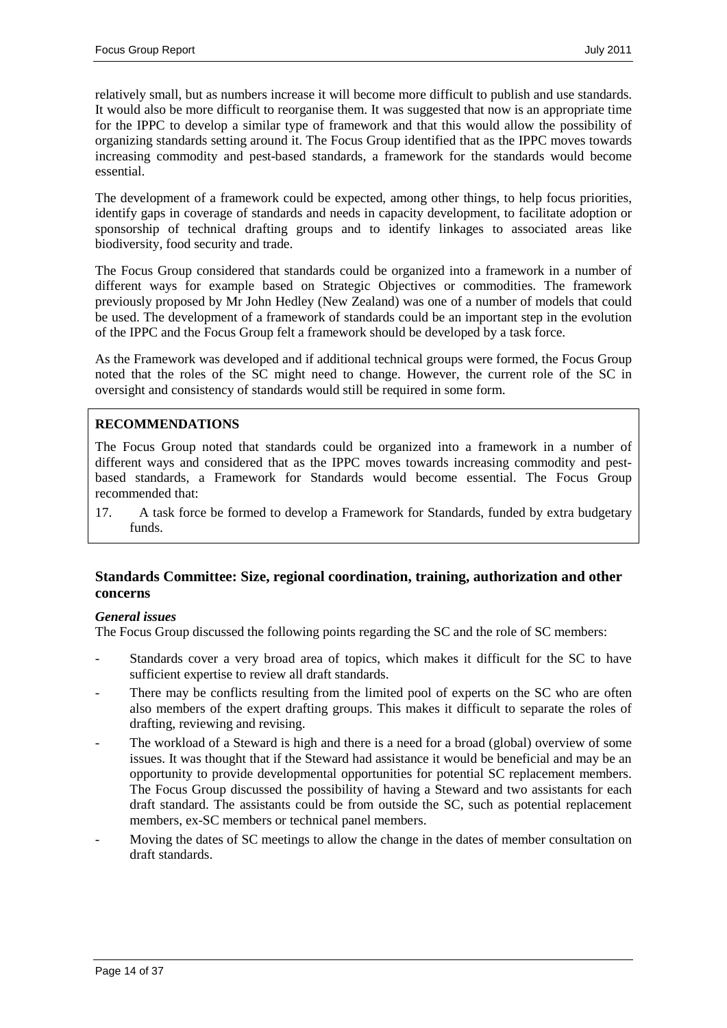relatively small, but as numbers increase it will become more difficult to publish and use standards. It would also be more difficult to reorganise them. It was suggested that now is an appropriate time for the IPPC to develop a similar type of framework and that this would allow the possibility of organizing standards setting around it. The Focus Group identified that as the IPPC moves towards increasing commodity and pest-based standards, a framework for the standards would become essential.

The development of a framework could be expected, among other things, to help focus priorities, identify gaps in coverage of standards and needs in capacity development, to facilitate adoption or sponsorship of technical drafting groups and to identify linkages to associated areas like biodiversity, food security and trade.

The Focus Group considered that standards could be organized into a framework in a number of different ways for example based on Strategic Objectives or commodities. The framework previously proposed by Mr John Hedley (New Zealand) was one of a number of models that could be used. The development of a framework of standards could be an important step in the evolution of the IPPC and the Focus Group felt a framework should be developed by a task force.

As the Framework was developed and if additional technical groups were formed, the Focus Group noted that the roles of the SC might need to change. However, the current role of the SC in oversight and consistency of standards would still be required in some form.

**RECOMMENDATIONS**

The Focus Group noted that standards could be organized into a framework in a number of different ways and considered that as the IPPC moves towards increasing commodity and pest-based standards, a Framework for Standards would become essential. The Focus Group recommended that:

17. A task force be formed to develop a Framework for Standards, funded by extra budgetary funds.

## Standards Committee: Size, regional coordination, training, authorization and other concerns

***General issues***

The Focus Group discussed the following points regarding the SC and the role of SC members:

- Standards cover a very broad area of topics, which makes it difficult for the SC to have sufficient expertise to review all draft standards.
- There may be conflicts resulting from the limited pool of experts on the SC who are often also members of the expert drafting groups. This makes it difficult to separate the roles of drafting, reviewing and revising.
- The workload of a Steward is high and there is a need for a broad (global) overview of some issues. It was thought that if the Steward had assistance it would be beneficial and may be an opportunity to provide developmental opportunities for potential SC replacement members. The Focus Group discussed the possibility of having a Steward and two assistants for each draft standard. The assistants could be from outside the SC, such as potential replacement members, ex-SC members or technical panel members.
- Moving the dates of SC meetings to allow the change in the dates of member consultation on draft standards.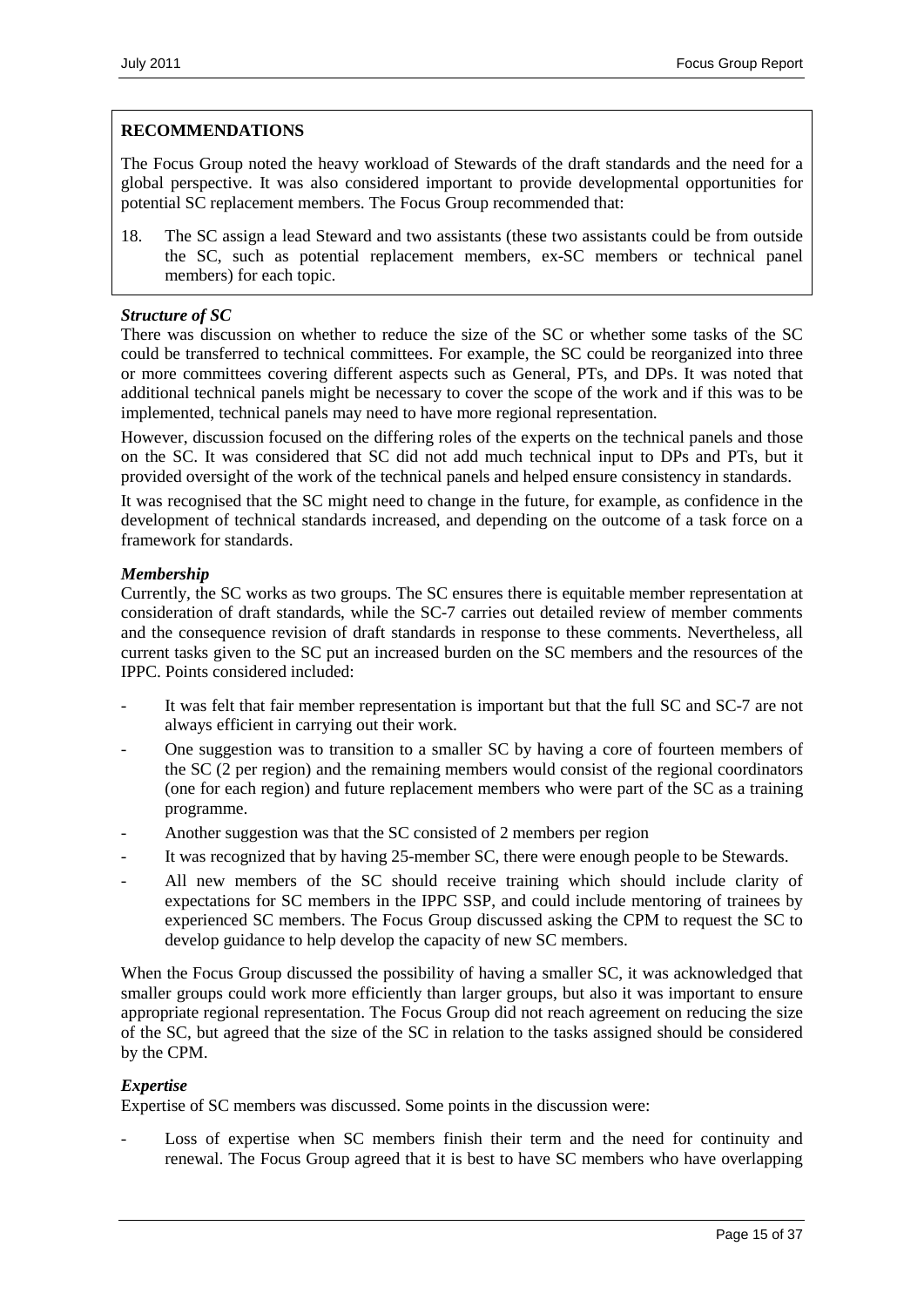**RECOMMENDATIONS**

The Focus Group noted the heavy workload of Stewards of the draft standards and the need for a global perspective. It was also considered important to provide developmental opportunities for potential SC replacement members. The Focus Group recommended that:

18. The SC assign a lead Steward and two assistants (these two assistants could be from outside the SC, such as potential replacement members, ex-SC members or technical panel members) for each topic.

***Structure of SC***

There was discussion on whether to reduce the size of the SC or whether some tasks of the SC could be transferred to technical committees. For example, the SC could be reorganized into three or more committees covering different aspects such as General, PTs, and DPs. It was noted that additional technical panels might be necessary to cover the scope of the work and if this was to be implemented, technical panels may need to have more regional representation.

However, discussion focused on the differing roles of the experts on the technical panels and those on the SC. It was considered that SC did not add much technical input to DPs and PTs, but it provided oversight of the work of the technical panels and helped ensure consistency in standards.

It was recognised that the SC might need to change in the future, for example, as confidence in the development of technical standards increased, and depending on the outcome of a task force on a framework for standards.

***Membership***

Currently, the SC works as two groups. The SC ensures there is equitable member representation at consideration of draft standards, while the SC-7 carries out detailed review of member comments and the consequence revision of draft standards in response to these comments. Nevertheless, all current tasks given to the SC put an increased burden on the SC members and the resources of the IPPC. Points considered included:

- It was felt that fair member representation is important but that the full SC and SC-7 are not always efficient in carrying out their work.
- One suggestion was to transition to a smaller SC by having a core of fourteen members of the SC (2 per region) and the remaining members would consist of the regional coordinators (one for each region) and future replacement members who were part of the SC as a training programme.
- Another suggestion was that the SC consisted of 2 members per region
- It was recognized that by having 25-member SC, there were enough people to be Stewards.
- All new members of the SC should receive training which should include clarity of expectations for SC members in the IPPC SSP, and could include mentoring of trainees by experienced SC members. The Focus Group discussed asking the CPM to request the SC to develop guidance to help develop the capacity of new SC members.

When the Focus Group discussed the possibility of having a smaller SC, it was acknowledged that smaller groups could work more efficiently than larger groups, but also it was important to ensure appropriate regional representation. The Focus Group did not reach agreement on reducing the size of the SC, but agreed that the size of the SC in relation to the tasks assigned should be considered by the CPM.

***Expertise***

Expertise of SC members was discussed. Some points in the discussion were:

- Loss of expertise when SC members finish their term and the need for continuity and renewal. The Focus Group agreed that it is best to have SC members who have overlapping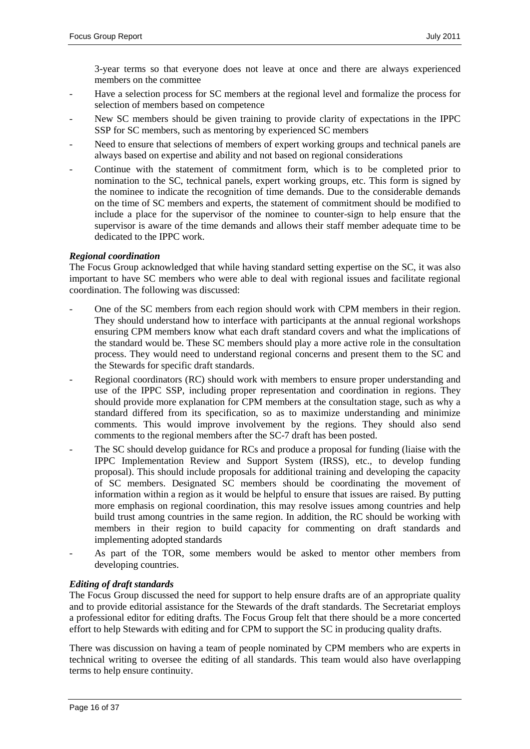3-year terms so that everyone does not leave at once and there are always experienced members on the committee

- Have a selection process for SC members at the regional level and formalize the process for selection of members based on competence
- New SC members should be given training to provide clarity of expectations in the IPPC SSP for SC members, such as mentoring by experienced SC members
- Need to ensure that selections of members of expert working groups and technical panels are always based on expertise and ability and not based on regional considerations
- Continue with the statement of commitment form, which is to be completed prior to nomination to the SC, technical panels, expert working groups, etc. This form is signed by the nominee to indicate the recognition of time demands. Due to the considerable demands on the time of SC members and experts, the statement of commitment should be modified to include a place for the supervisor of the nominee to counter-sign to help ensure that the supervisor is aware of the time demands and allows their staff member adequate time to be dedicated to the IPPC work.

***Regional coordination***

The Focus Group acknowledged that while having standard setting expertise on the SC, it was also important to have SC members who were able to deal with regional issues and facilitate regional coordination. The following was discussed:

- One of the SC members from each region should work with CPM members in their region. They should understand how to interface with participants at the annual regional workshops ensuring CPM members know what each draft standard covers and what the implications of the standard would be. These SC members should play a more active role in the consultation process. They would need to understand regional concerns and present them to the SC and the Stewards for specific draft standards.
- Regional coordinators (RC) should work with members to ensure proper understanding and use of the IPPC SSP, including proper representation and coordination in regions. They should provide more explanation for CPM members at the consultation stage, such as why a standard differed from its specification, so as to maximize understanding and minimize comments. This would improve involvement by the regions. They should also send comments to the regional members after the SC-7 draft has been posted.
- The SC should develop guidance for RCs and produce a proposal for funding (liaise with the IPPC Implementation Review and Support System (IRSS), etc., to develop funding proposal). This should include proposals for additional training and developing the capacity of SC members. Designated SC members should be coordinating the movement of information within a region as it would be helpful to ensure that issues are raised. By putting more emphasis on regional coordination, this may resolve issues among countries and help build trust among countries in the same region. In addition, the RC should be working with members in their region to build capacity for commenting on draft standards and implementing adopted standards
- As part of the TOR, some members would be asked to mentor other members from developing countries.

***Editing of draft standards***

The Focus Group discussed the need for support to help ensure drafts are of an appropriate quality and to provide editorial assistance for the Stewards of the draft standards. The Secretariat employs a professional editor for editing drafts. The Focus Group felt that there should be a more concerted effort to help Stewards with editing and for CPM to support the SC in producing quality drafts.

There was discussion on having a team of people nominated by CPM members who are experts in technical writing to oversee the editing of all standards. This team would also have overlapping terms to help ensure continuity.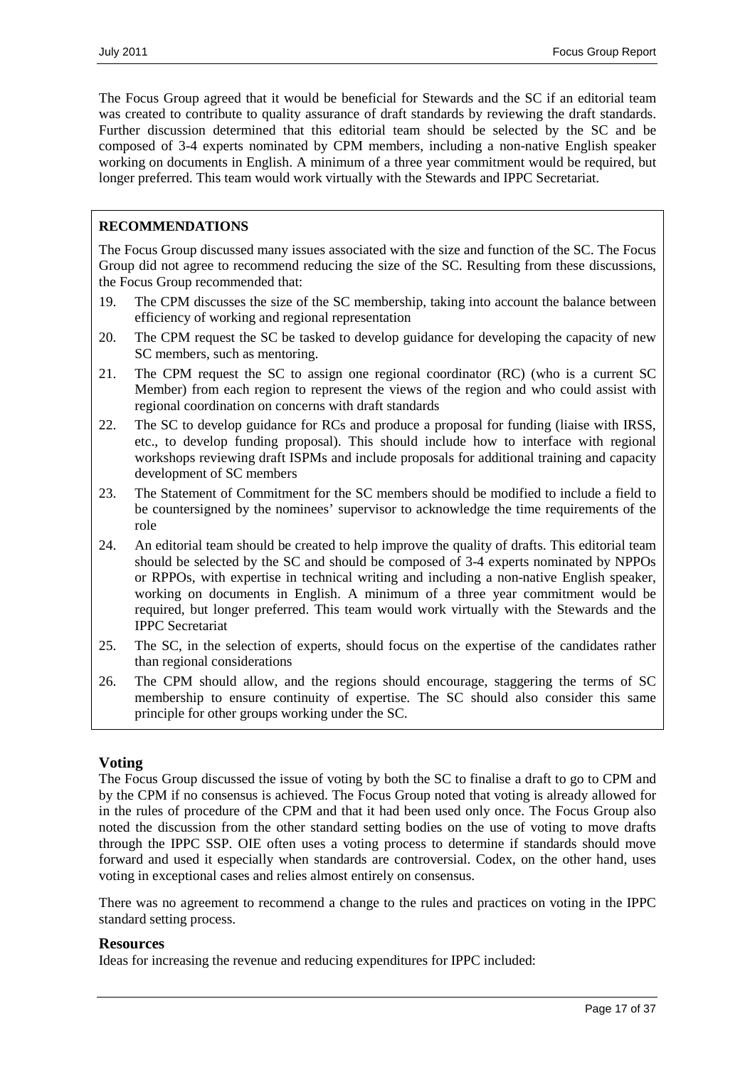The Focus Group agreed that it would be beneficial for Stewards and the SC if an editorial team was created to contribute to quality assurance of draft standards by reviewing the draft standards. Further discussion determined that this editorial team should be selected by the SC and be composed of 3-4 experts nominated by CPM members, including a non-native English speaker working on documents in English. A minimum of a three year commitment would be required, but longer preferred. This team would work virtually with the Stewards and IPPC Secretariat.

**RECOMMENDATIONS**

The Focus Group discussed many issues associated with the size and function of the SC. The Focus Group did not agree to recommend reducing the size of the SC. Resulting from these discussions, the Focus Group recommended that:

19. The CPM discusses the size of the SC membership, taking into account the balance between efficiency of working and regional representation
20. The CPM request the SC be tasked to develop guidance for developing the capacity of new SC members, such as mentoring.
21. The CPM request the SC to assign one regional coordinator (RC) (who is a current SC Member) from each region to represent the views of the region and who could assist with regional coordination on concerns with draft standards
22. The SC to develop guidance for RCs and produce a proposal for funding (liaise with IRSS, etc., to develop funding proposal). This should include how to interface with regional workshops reviewing draft ISPMs and include proposals for additional training and capacity development of SC members
23. The Statement of Commitment for the SC members should be modified to include a field to be countersigned by the nominees' supervisor to acknowledge the time requirements of the role
24. An editorial team should be created to help improve the quality of drafts. This editorial team should be selected by the SC and should be composed of 3-4 experts nominated by NPPOs or RPPOs, with expertise in technical writing and including a non-native English speaker, working on documents in English. A minimum of a three year commitment would be required, but longer preferred. This team would work virtually with the Stewards and the IPPC Secretariat
25. The SC, in the selection of experts, should focus on the expertise of the candidates rather than regional considerations
26. The CPM should allow, and the regions should encourage, staggering the terms of SC membership to ensure continuity of expertise. The SC should also consider this same principle for other groups working under the SC.

### Voting

The Focus Group discussed the issue of voting by both the SC to finalise a draft to go to CPM and by the CPM if no consensus is achieved. The Focus Group noted that voting is already allowed for in the rules of procedure of the CPM and that it had been used only once. The Focus Group also noted the discussion from the other standard setting bodies on the use of voting to move drafts through the IPPC SSP. OIE often uses a voting process to determine if standards should move forward and used it especially when standards are controversial. Codex, on the other hand, uses voting in exceptional cases and relies almost entirely on consensus.

There was no agreement to recommend a change to the rules and practices on voting in the IPPC standard setting process.

### Resources

Ideas for increasing the revenue and reducing expenditures for IPPC included: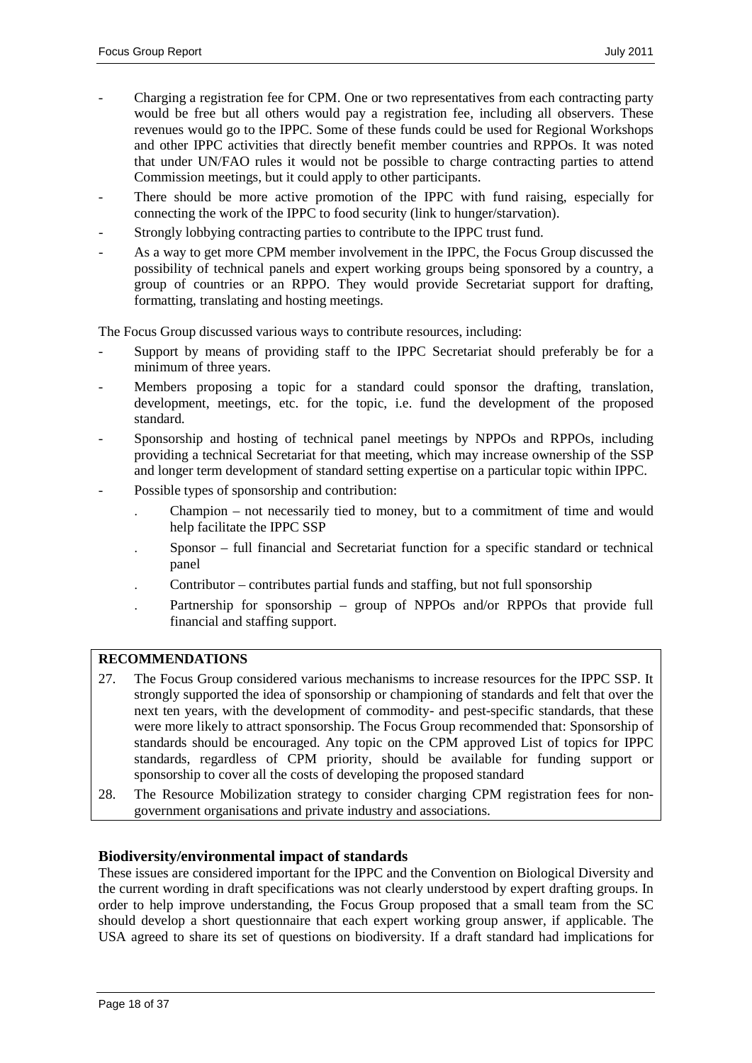- Charging a registration fee for CPM. One or two representatives from each contracting party would be free but all others would pay a registration fee, including all observers. These revenues would go to the IPPC. Some of these funds could be used for Regional Workshops and other IPPC activities that directly benefit member countries and RPPOs. It was noted that under UN/FAO rules it would not be possible to charge contracting parties to attend Commission meetings, but it could apply to other participants.
- There should be more active promotion of the IPPC with fund raising, especially for connecting the work of the IPPC to food security (link to hunger/starvation).
- Strongly lobbying contracting parties to contribute to the IPPC trust fund.
- As a way to get more CPM member involvement in the IPPC, the Focus Group discussed the possibility of technical panels and expert working groups being sponsored by a country, a group of countries or an RPPO. They would provide Secretariat support for drafting, formatting, translating and hosting meetings.

The Focus Group discussed various ways to contribute resources, including:

- Support by means of providing staff to the IPPC Secretariat should preferably be for a minimum of three years.
- Members proposing a topic for a standard could sponsor the drafting, translation, development, meetings, etc. for the topic, i.e. fund the development of the proposed standard.
- Sponsorship and hosting of technical panel meetings by NPPOs and RPPOs, including providing a technical Secretariat for that meeting, which may increase ownership of the SSP and longer term development of standard setting expertise on a particular topic within IPPC.
- Possible types of sponsorship and contribution:
  - Champion – not necessarily tied to money, but to a commitment of time and would help facilitate the IPPC SSP
  - Sponsor – full financial and Secretariat function for a specific standard or technical panel
  - Contributor – contributes partial funds and staffing, but not full sponsorship
  - Partnership for sponsorship – group of NPPOs and/or RPPOs that provide full financial and staffing support.

**RECOMMENDATIONS**

27. The Focus Group considered various mechanisms to increase resources for the IPPC SSP. It strongly supported the idea of sponsorship or championing of standards and felt that over the next ten years, with the development of commodity- and pest-specific standards, that these were more likely to attract sponsorship. The Focus Group recommended that: Sponsorship of standards should be encouraged. Any topic on the CPM approved List of topics for IPPC standards, regardless of CPM priority, should be available for funding support or sponsorship to cover all the costs of developing the proposed standard
28. The Resource Mobilization strategy to consider charging CPM registration fees for non-government organisations and private industry and associations.

### Biodiversity/environmental impact of standards

These issues are considered important for the IPPC and the Convention on Biological Diversity and the current wording in draft specifications was not clearly understood by expert drafting groups. In order to help improve understanding, the Focus Group proposed that a small team from the SC should develop a short questionnaire that each expert working group answer, if applicable. The USA agreed to share its set of questions on biodiversity. If a draft standard had implications for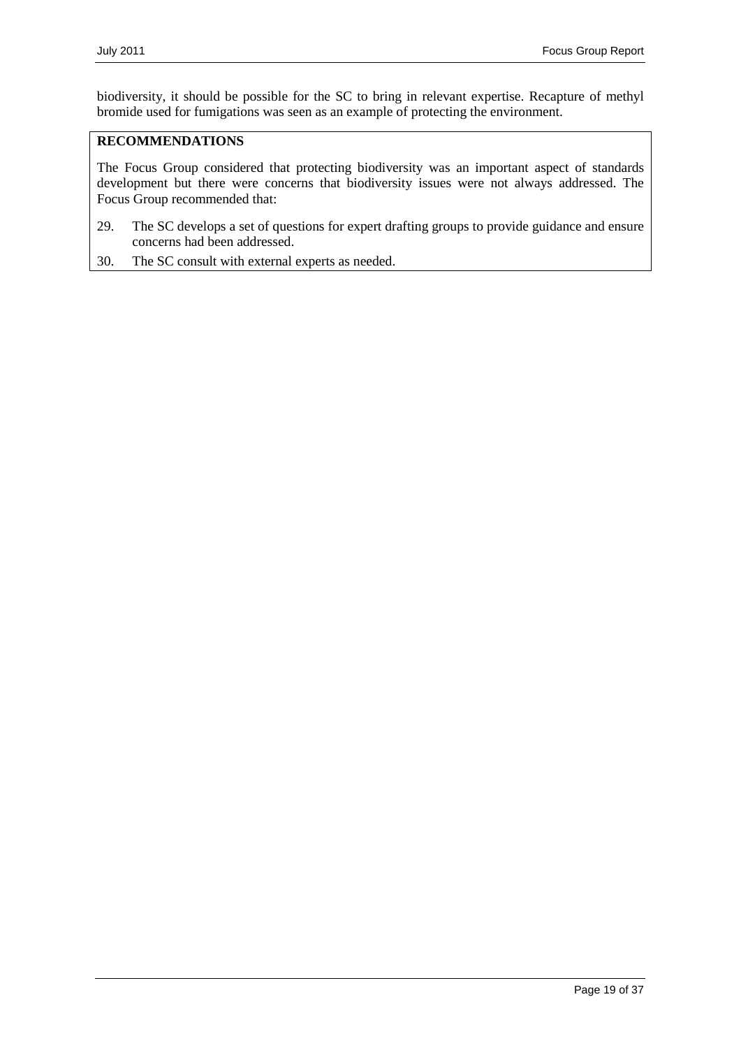biodiversity, it should be possible for the SC to bring in relevant expertise. Recapture of methyl bromide used for fumigations was seen as an example of protecting the environment.

**RECOMMENDATIONS**

The Focus Group considered that protecting biodiversity was an important aspect of standards development but there were concerns that biodiversity issues were not always addressed. The Focus Group recommended that:

29. The SC develops a set of questions for expert drafting groups to provide guidance and ensure concerns had been addressed.
30. The SC consult with external experts as needed.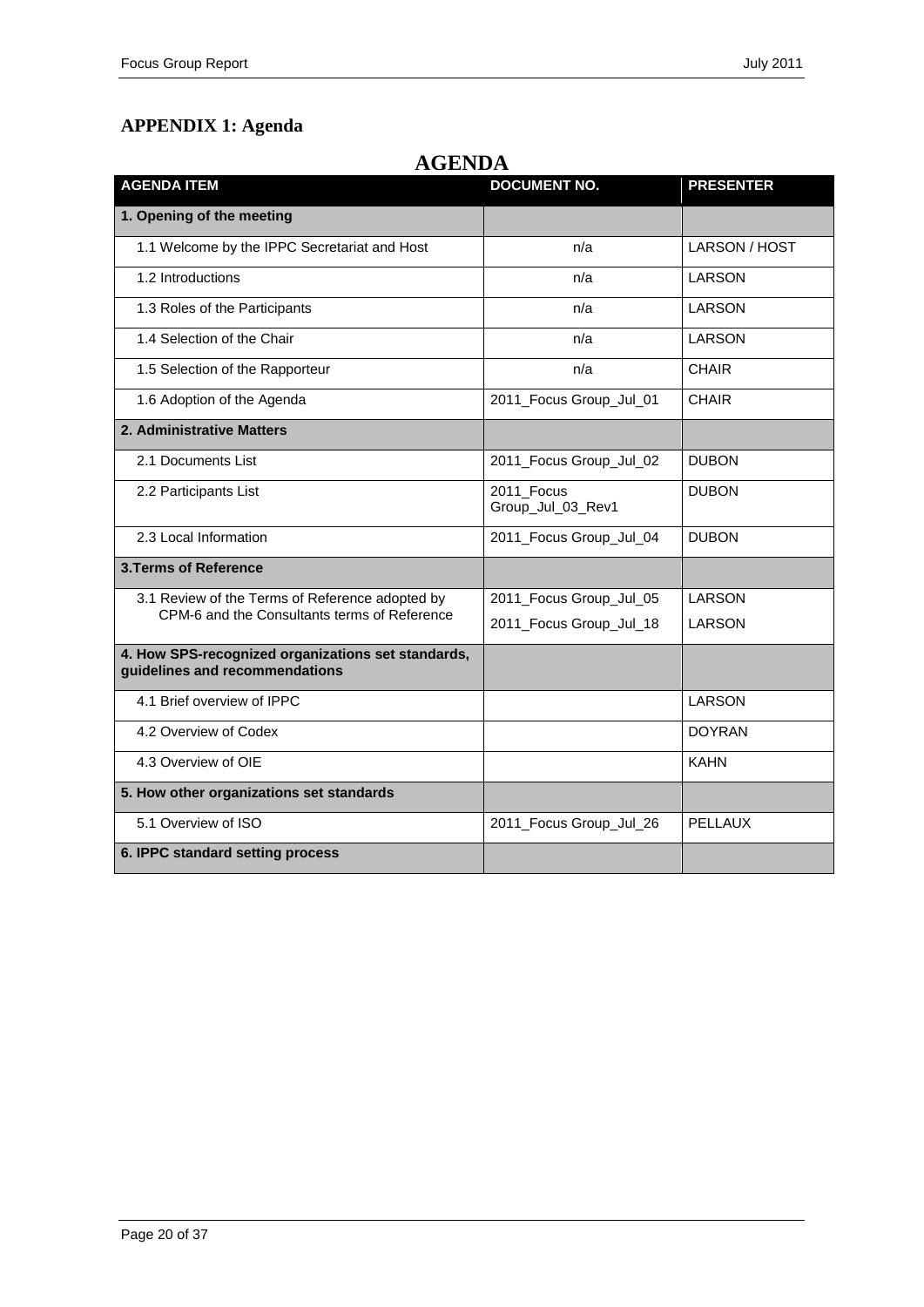## APPENDIX 1: Agenda

# AGENDA

| AGENDA ITEM | DOCUMENT NO. | PRESENTER |
|---|---|---|
| **1. Opening of the meeting** | | |
| 1.1 Welcome by the IPPC Secretariat and Host | n/a | LARSON / HOST |
| 1.2 Introductions | n/a | LARSON |
| 1.3 Roles of the Participants | n/a | LARSON |
| 1.4 Selection of the Chair | n/a | LARSON |
| 1.5 Selection of the Rapporteur | n/a | CHAIR |
| 1.6 Adoption of the Agenda | 2011_Focus Group_Jul_01 | CHAIR |
| **2. Administrative Matters** | | |
| 2.1 Documents List | 2011_Focus Group_Jul_02 | DUBON |
| 2.2 Participants List | 2011_Focus Group_Jul_03_Rev1 | DUBON |
| 2.3 Local Information | 2011_Focus Group_Jul_04 | DUBON |
| **3.Terms of Reference** | | |
| 3.1 Review of the Terms of Reference adopted by CPM-6 and the Consultants terms of Reference | 2011_Focus Group_Jul_05<br>2011_Focus Group_Jul_18 | LARSON<br>LARSON |
| **4. How SPS-recognized organizations set standards, guidelines and recommendations** | | |
| 4.1 Brief overview of IPPC | | LARSON |
| 4.2 Overview of Codex | | DOYRAN |
| 4.3 Overview of OIE | | KAHN |
| **5. How other organizations set standards** | | |
| 5.1 Overview of ISO | 2011_Focus Group_Jul_26 | PELLAUX |
| **6. IPPC standard setting process** | | |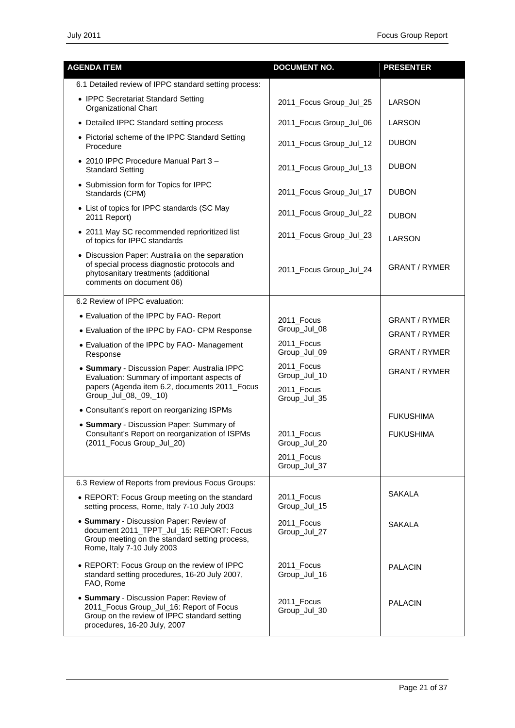| AGENDA ITEM | DOCUMENT NO. | PRESENTER |
|---|---|---|
| 6.1 Detailed review of IPPC standard setting process: | | |
| • IPPC Secretariat Standard Setting Organizational Chart | 2011_Focus Group_Jul_25 | LARSON |
| • Detailed IPPC Standard setting process | 2011_Focus Group_Jul_06 | LARSON |
| • Pictorial scheme of the IPPC Standard Setting Procedure | 2011_Focus Group_Jul_12 | DUBON |
| • 2010 IPPC Procedure Manual Part 3 – Standard Setting | 2011_Focus Group_Jul_13 | DUBON |
| • Submission form for Topics for IPPC Standards (CPM) | 2011_Focus Group_Jul_17 | DUBON |
| • List of topics for IPPC standards (SC May 2011 Report) | 2011_Focus Group_Jul_22 | DUBON |
| • 2011 May SC recommended reprioritized list of topics for IPPC standards | 2011_Focus Group_Jul_23 | LARSON |
| • Discussion Paper: Australia on the separation of special process diagnostic protocols and phytosanitary treatments (additional comments on document 06) | 2011_Focus Group_Jul_24 | GRANT / RYMER |
| 6.2 Review of IPPC evaluation: | | |
| • Evaluation of the IPPC by FAO- Report | 2011_Focus Group_Jul_08 | GRANT / RYMER |
| • Evaluation of the IPPC by FAO- CPM Response | 2011_Focus Group_Jul_09 | GRANT / RYMER |
| • Evaluation of the IPPC by FAO- Management Response | 2011_Focus Group_Jul_10 | GRANT / RYMER |
| • **Summary** - Discussion Paper: Australia IPPC Evaluation: Summary of important aspects of papers (Agenda item 6.2, documents 2011_Focus Group_Jul_08,_09,_10) | 2011_Focus Group_Jul_35 | GRANT / RYMER |
| • Consultant's report on reorganizing ISPMs | 2011_Focus Group_Jul_20 | FUKUSHIMA |
| • **Summary** - Discussion Paper: Summary of Consultant's Report on reorganization of ISPMs (2011_Focus Group_Jul_20) | 2011_Focus Group_Jul_37 | FUKUSHIMA |
| 6.3 Review of Reports from previous Focus Groups: | | |
| • REPORT: Focus Group meeting on the standard setting process, Rome, Italy 7-10 July 2003 | 2011_Focus Group_Jul_15 | SAKALA |
| • **Summary** - Discussion Paper: Review of document 2011_TPPT_Jul_15: REPORT: Focus Group meeting on the standard setting process, Rome, Italy 7-10 July 2003 | 2011_Focus Group_Jul_27 | SAKALA |
| • REPORT: Focus Group on the review of IPPC standard setting procedures, 16-20 July 2007, FAO, Rome | 2011_Focus Group_Jul_16 | PALACIN |
| • **Summary** - Discussion Paper: Review of 2011_Focus Group_Jul_16: Report of Focus Group on the review of IPPC standard setting procedures, 16-20 July, 2007 | 2011_Focus Group_Jul_30 | PALACIN |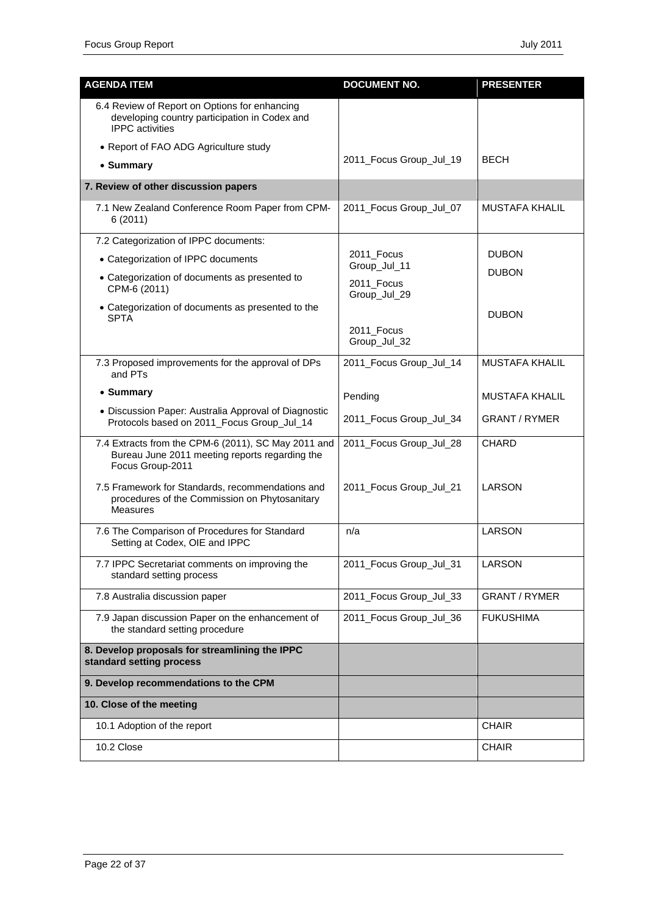| AGENDA ITEM | DOCUMENT NO. | PRESENTER |
|---|---|---|
| 6.4 Review of Report on Options for enhancing developing country participation in Codex and IPPC activities<br>• Report of FAO ADG Agriculture study<br>• **Summary** | 2011_Focus Group_Jul_19 | BECH |
| **7. Review of other discussion papers** | | |
| 7.1 New Zealand Conference Room Paper from CPM-6 (2011) | 2011_Focus Group_Jul_07 | MUSTAFA KHALIL |
| 7.2 Categorization of IPPC documents:<br>• Categorization of IPPC documents<br>• Categorization of documents as presented to CPM-6 (2011)<br>• Categorization of documents as presented to the SPTA | 2011_Focus Group_Jul_11<br>2011_Focus Group_Jul_29<br>2011_Focus Group_Jul_32 | DUBON<br>DUBON<br>DUBON |
| 7.3 Proposed improvements for the approval of DPs and PTs<br>• **Summary**<br>• Discussion Paper: Australia Approval of Diagnostic Protocols based on 2011_Focus Group_Jul_14 | 2011_Focus Group_Jul_14<br>Pending<br>2011_Focus Group_Jul_34 | MUSTAFA KHALIL<br>MUSTAFA KHALIL<br>GRANT / RYMER |
| 7.4 Extracts from the CPM-6 (2011), SC May 2011 and Bureau June 2011 meeting reports regarding the Focus Group-2011 | 2011_Focus Group_Jul_28 | CHARD |
| 7.5 Framework for Standards, recommendations and procedures of the Commission on Phytosanitary Measures | 2011_Focus Group_Jul_21 | LARSON |
| 7.6 The Comparison of Procedures for Standard Setting at Codex, OIE and IPPC | n/a | LARSON |
| 7.7 IPPC Secretariat comments on improving the standard setting process | 2011_Focus Group_Jul_31 | LARSON |
| 7.8 Australia discussion paper | 2011_Focus Group_Jul_33 | GRANT / RYMER |
| 7.9 Japan discussion Paper on the enhancement of the standard setting procedure | 2011_Focus Group_Jul_36 | FUKUSHIMA |
| **8. Develop proposals for streamlining the IPPC standard setting process** | | |
| **9. Develop recommendations to the CPM** | | |
| **10. Close of the meeting** | | |
| 10.1 Adoption of the report | | CHAIR |
| 10.2 Close | | CHAIR |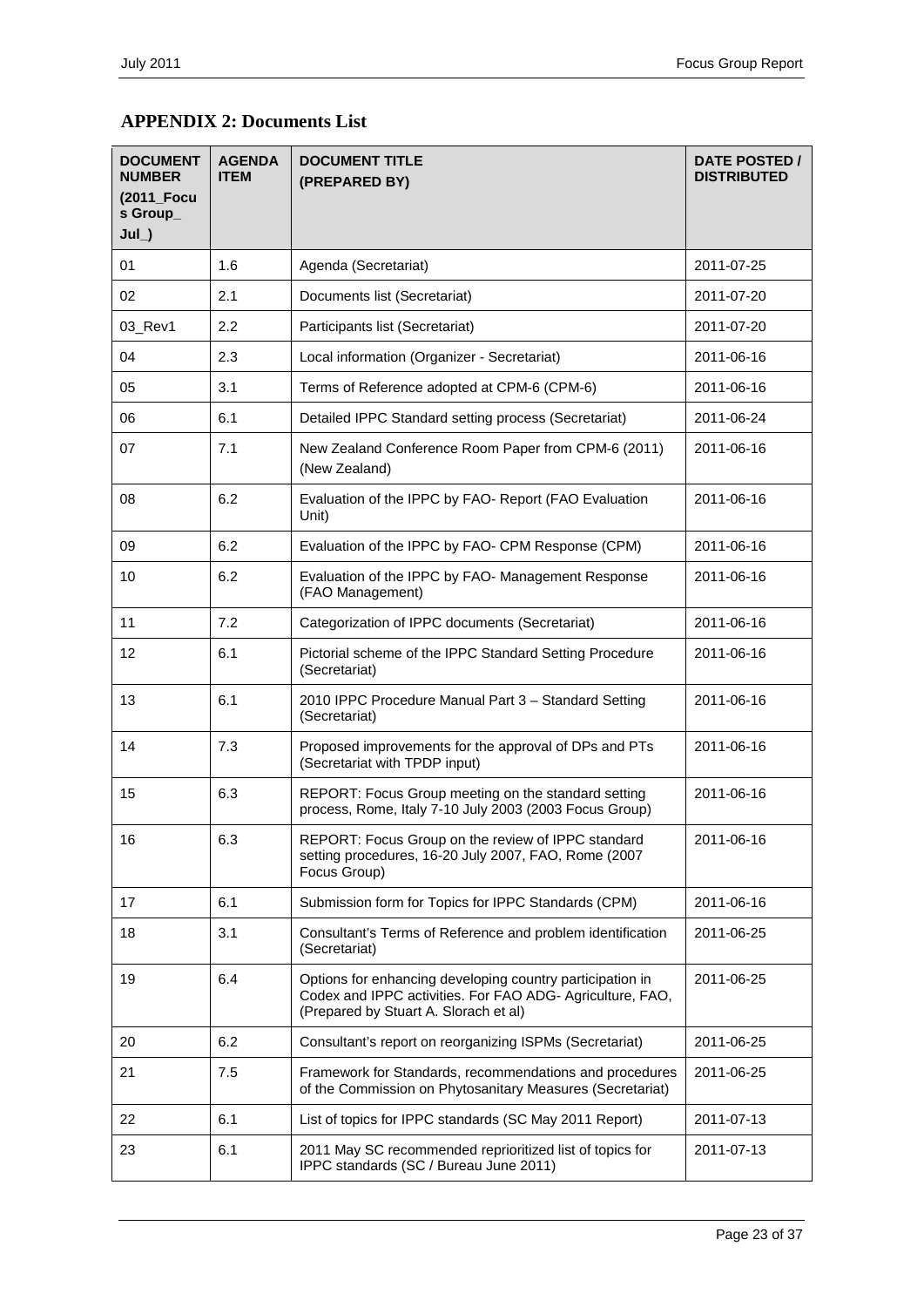## APPENDIX 2: Documents List

| DOCUMENT NUMBER (2011_Focus Group_ Jul_) | AGENDA ITEM | DOCUMENT TITLE (PREPARED BY) | DATE POSTED / DISTRIBUTED |
|---|---|---|---|
| 01 | 1.6 | Agenda (Secretariat) | 2011-07-25 |
| 02 | 2.1 | Documents list (Secretariat) | 2011-07-20 |
| 03_Rev1 | 2.2 | Participants list (Secretariat) | 2011-07-20 |
| 04 | 2.3 | Local information (Organizer - Secretariat) | 2011-06-16 |
| 05 | 3.1 | Terms of Reference adopted at CPM-6 (CPM-6) | 2011-06-16 |
| 06 | 6.1 | Detailed IPPC Standard setting process (Secretariat) | 2011-06-24 |
| 07 | 7.1 | New Zealand Conference Room Paper from CPM-6 (2011) (New Zealand) | 2011-06-16 |
| 08 | 6.2 | Evaluation of the IPPC by FAO- Report (FAO Evaluation Unit) | 2011-06-16 |
| 09 | 6.2 | Evaluation of the IPPC by FAO- CPM Response (CPM) | 2011-06-16 |
| 10 | 6.2 | Evaluation of the IPPC by FAO- Management Response (FAO Management) | 2011-06-16 |
| 11 | 7.2 | Categorization of IPPC documents (Secretariat) | 2011-06-16 |
| 12 | 6.1 | Pictorial scheme of the IPPC Standard Setting Procedure (Secretariat) | 2011-06-16 |
| 13 | 6.1 | 2010 IPPC Procedure Manual Part 3 – Standard Setting (Secretariat) | 2011-06-16 |
| 14 | 7.3 | Proposed improvements for the approval of DPs and PTs (Secretariat with TPDP input) | 2011-06-16 |
| 15 | 6.3 | REPORT: Focus Group meeting on the standard setting process, Rome, Italy 7-10 July 2003 (2003 Focus Group) | 2011-06-16 |
| 16 | 6.3 | REPORT: Focus Group on the review of IPPC standard setting procedures, 16-20 July 2007, FAO, Rome (2007 Focus Group) | 2011-06-16 |
| 17 | 6.1 | Submission form for Topics for IPPC Standards (CPM) | 2011-06-16 |
| 18 | 3.1 | Consultant's Terms of Reference and problem identification (Secretariat) | 2011-06-25 |
| 19 | 6.4 | Options for enhancing developing country participation in Codex and IPPC activities. For FAO ADG- Agriculture, FAO, (Prepared by Stuart A. Slorach et al) | 2011-06-25 |
| 20 | 6.2 | Consultant's report on reorganizing ISPMs (Secretariat) | 2011-06-25 |
| 21 | 7.5 | Framework for Standards, recommendations and procedures of the Commission on Phytosanitary Measures (Secretariat) | 2011-06-25 |
| 22 | 6.1 | List of topics for IPPC standards (SC May 2011 Report) | 2011-07-13 |
| 23 | 6.1 | 2011 May SC recommended reprioritized list of topics for IPPC standards (SC / Bureau June 2011) | 2011-07-13 |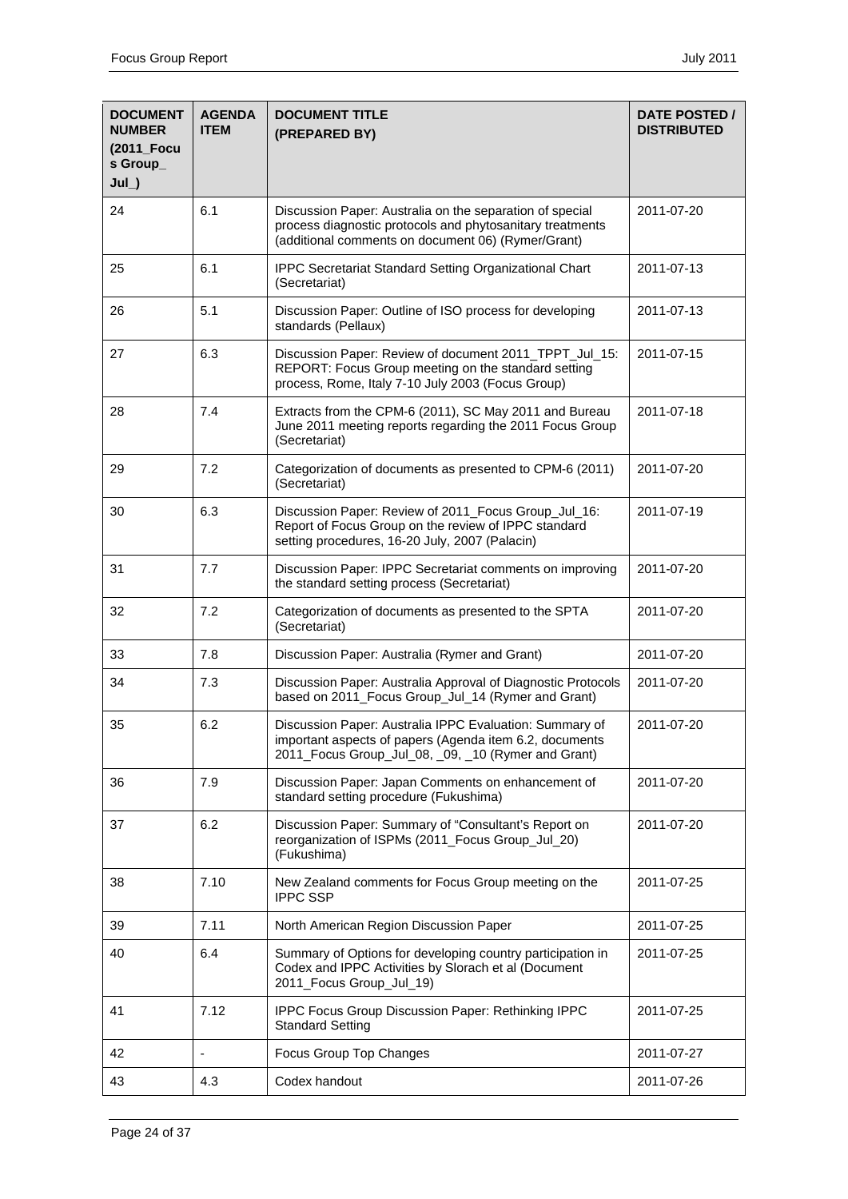| DOCUMENT NUMBER (2011_Focus Group_ Jul_) | AGENDA ITEM | DOCUMENT TITLE (PREPARED BY) | DATE POSTED / DISTRIBUTED |
|---|---|---|---|
| 24 | 6.1 | Discussion Paper: Australia on the separation of special process diagnostic protocols and phytosanitary treatments (additional comments on document 06) (Rymer/Grant) | 2011-07-20 |
| 25 | 6.1 | IPPC Secretariat Standard Setting Organizational Chart (Secretariat) | 2011-07-13 |
| 26 | 5.1 | Discussion Paper: Outline of ISO process for developing standards (Pellaux) | 2011-07-13 |
| 27 | 6.3 | Discussion Paper: Review of document 2011_TPPT_Jul_15: REPORT: Focus Group meeting on the standard setting process, Rome, Italy 7-10 July 2003 (Focus Group) | 2011-07-15 |
| 28 | 7.4 | Extracts from the CPM-6 (2011), SC May 2011 and Bureau June 2011 meeting reports regarding the 2011 Focus Group (Secretariat) | 2011-07-18 |
| 29 | 7.2 | Categorization of documents as presented to CPM-6 (2011) (Secretariat) | 2011-07-20 |
| 30 | 6.3 | Discussion Paper: Review of 2011_Focus Group_Jul_16: Report of Focus Group on the review of IPPC standard setting procedures, 16-20 July, 2007 (Palacin) | 2011-07-19 |
| 31 | 7.7 | Discussion Paper: IPPC Secretariat comments on improving the standard setting process (Secretariat) | 2011-07-20 |
| 32 | 7.2 | Categorization of documents as presented to the SPTA (Secretariat) | 2011-07-20 |
| 33 | 7.8 | Discussion Paper: Australia (Rymer and Grant) | 2011-07-20 |
| 34 | 7.3 | Discussion Paper: Australia Approval of Diagnostic Protocols based on 2011_Focus Group_Jul_14 (Rymer and Grant) | 2011-07-20 |
| 35 | 6.2 | Discussion Paper: Australia IPPC Evaluation: Summary of important aspects of papers (Agenda item 6.2, documents 2011_Focus Group_Jul_08, _09, _10 (Rymer and Grant) | 2011-07-20 |
| 36 | 7.9 | Discussion Paper: Japan Comments on enhancement of standard setting procedure (Fukushima) | 2011-07-20 |
| 37 | 6.2 | Discussion Paper: Summary of "Consultant's Report on reorganization of ISPMs (2011_Focus Group_Jul_20) (Fukushima) | 2011-07-20 |
| 38 | 7.10 | New Zealand comments for Focus Group meeting on the IPPC SSP | 2011-07-25 |
| 39 | 7.11 | North American Region Discussion Paper | 2011-07-25 |
| 40 | 6.4 | Summary of Options for developing country participation in Codex and IPPC Activities by Slorach et al (Document 2011_Focus Group_Jul_19) | 2011-07-25 |
| 41 | 7.12 | IPPC Focus Group Discussion Paper: Rethinking IPPC Standard Setting | 2011-07-25 |
| 42 | - | Focus Group Top Changes | 2011-07-27 |
| 43 | 4.3 | Codex handout | 2011-07-26 |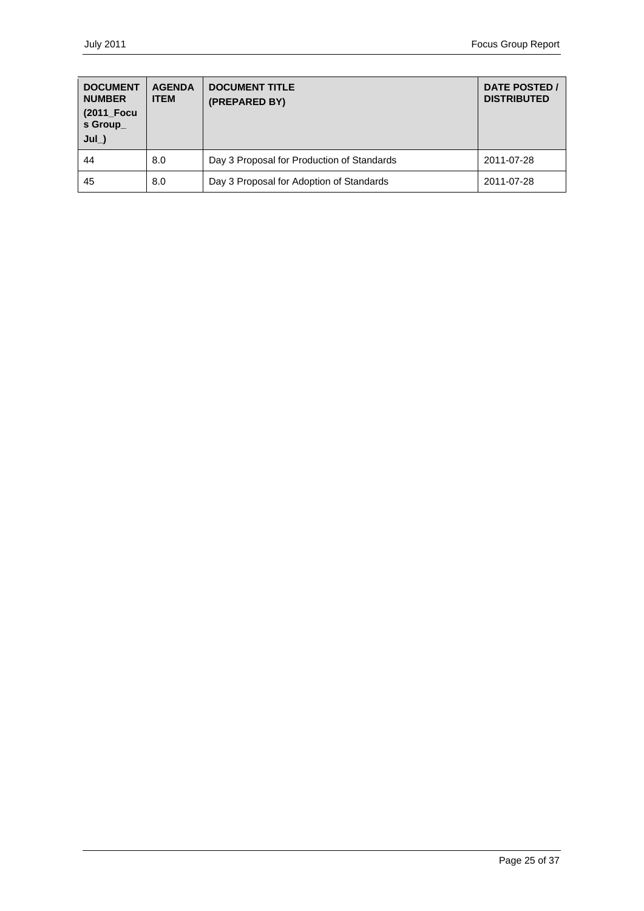| DOCUMENT NUMBER (2011_Focus Group_ Jul_) | AGENDA ITEM | DOCUMENT TITLE (PREPARED BY) | DATE POSTED / DISTRIBUTED |
|---|---|---|---|
| 44 | 8.0 | Day 3 Proposal for Production of Standards | 2011-07-28 |
| 45 | 8.0 | Day 3 Proposal for Adoption of Standards | 2011-07-28 |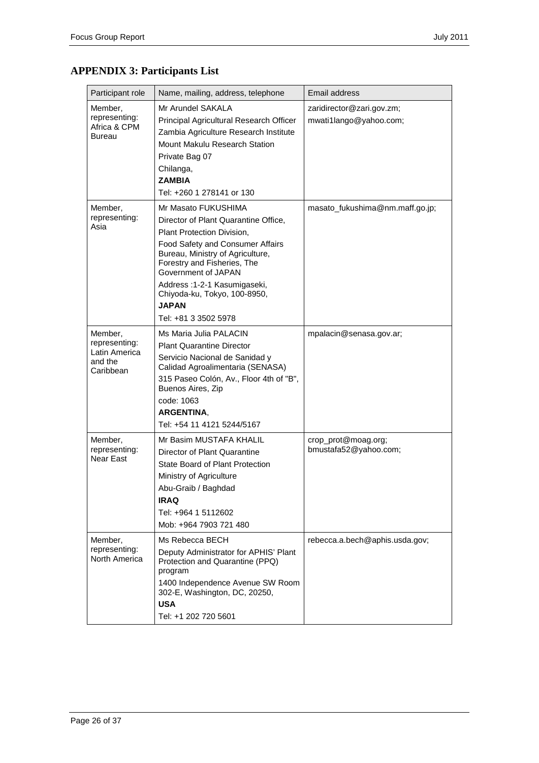## APPENDIX 3: Participants List

| Participant role | Name, mailing, address, telephone | Email address |
| --- | --- | --- |
| Member, representing: Africa & CPM Bureau | Mr Arundel SAKALA<br>Principal Agricultural Research Officer<br>Zambia Agriculture Research Institute<br>Mount Makulu Research Station<br>Private Bag 07<br>Chilanga,<br>**ZAMBIA**<br>Tel: +260 1 278141 or 130 | zaridirector@zari.gov.zm;<br>mwati1lango@yahoo.com; |
| Member, representing: Asia | Mr Masato FUKUSHIMA<br>Director of Plant Quarantine Office,<br>Plant Protection Division,<br>Food Safety and Consumer Affairs Bureau, Ministry of Agriculture, Forestry and Fisheries, The Government of JAPAN<br>Address :1-2-1 Kasumigaseki, Chiyoda-ku, Tokyo, 100-8950,<br>**JAPAN**<br>Tel: +81 3 3502 5978 | masato_fukushima@nm.maff.go.jp; |
| Member, representing: Latin America and the Caribbean | Ms Maria Julia PALACIN<br>Plant Quarantine Director<br>Servicio Nacional de Sanidad y Calidad Agroalimentaria (SENASA)<br>315 Paseo Colón, Av., Floor 4th of "B", Buenos Aires, Zip<br>code: 1063<br>**ARGENTINA**,<br>Tel: +54 11 4121 5244/5167 | mpalacin@senasa.gov.ar; |
| Member, representing: Near East | Mr Basim MUSTAFA KHALIL<br>Director of Plant Quarantine<br>State Board of Plant Protection<br>Ministry of Agriculture<br>Abu-Graib / Baghdad<br>**IRAQ**<br>Tel: +964 1 5112602<br>Mob: +964 7903 721 480 | crop_prot@moag.org;<br>bmustafa52@yahoo.com; |
| Member, representing: North America | Ms Rebecca BECH<br>Deputy Administrator for APHIS' Plant Protection and Quarantine (PPQ) program<br>1400 Independence Avenue SW Room 302-E, Washington, DC, 20250,<br>**USA**<br>Tel: +1 202 720 5601 | rebecca.a.bech@aphis.usda.gov; |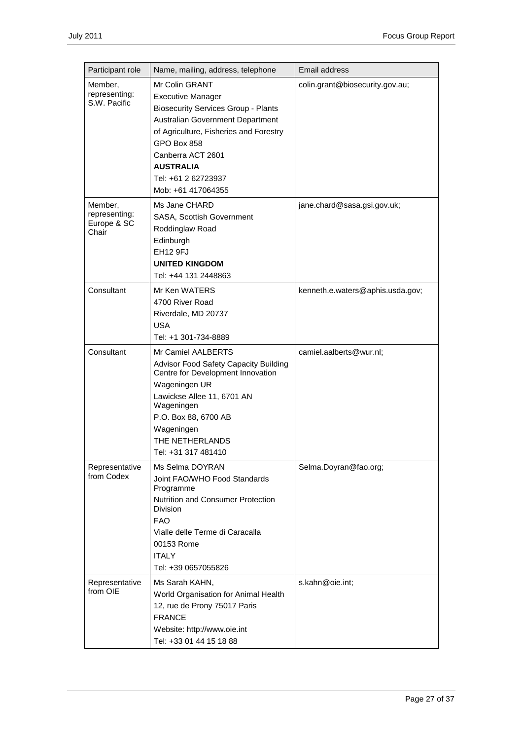| Participant role | Name, mailing, address, telephone | Email address |
|---|---|---|
| Member, representing: S.W. Pacific | Mr Colin GRANT<br>Executive Manager<br>Biosecurity Services Group - Plants<br>Australian Government Department of Agriculture, Fisheries and Forestry<br>GPO Box 858<br>Canberra ACT 2601<br>**AUSTRALIA**<br>Tel: +61 2 62723937<br>Mob: +61 417064355 | colin.grant@biosecurity.gov.au; |
| Member, representing: Europe & SC Chair | Ms Jane CHARD<br>SASA, Scottish Government<br>Roddinglaw Road<br>Edinburgh<br>EH12 9FJ<br>**UNITED KINGDOM**<br>Tel: +44 131 2448863 | jane.chard@sasa.gsi.gov.uk; |
| Consultant | Mr Ken WATERS<br>4700 River Road<br>Riverdale, MD 20737<br>USA<br>Tel: +1 301-734-8889 | kenneth.e.waters@aphis.usda.gov; |
| Consultant | Mr Camiel AALBERTS<br>Advisor Food Safety Capacity Building Centre for Development Innovation<br>Wageningen UR<br>Lawickse Allee 11, 6701 AN Wageningen<br>P.O. Box 88, 6700 AB<br>Wageningen<br>THE NETHERLANDS<br>Tel: +31 317 481410 | camiel.aalberts@wur.nl; |
| Representative from Codex | Ms Selma DOYRAN<br>Joint FAO/WHO Food Standards Programme<br>Nutrition and Consumer Protection Division<br>FAO<br>Vialle delle Terme di Caracalla<br>00153 Rome<br>ITALY<br>Tel: +39 0657055826 | Selma.Doyran@fao.org; |
| Representative from OIE | Ms Sarah KAHN,<br>World Organisation for Animal Health<br>12, rue de Prony 75017 Paris<br>FRANCE<br>Website: http://www.oie.int<br>Tel: +33 01 44 15 18 88 | s.kahn@oie.int; |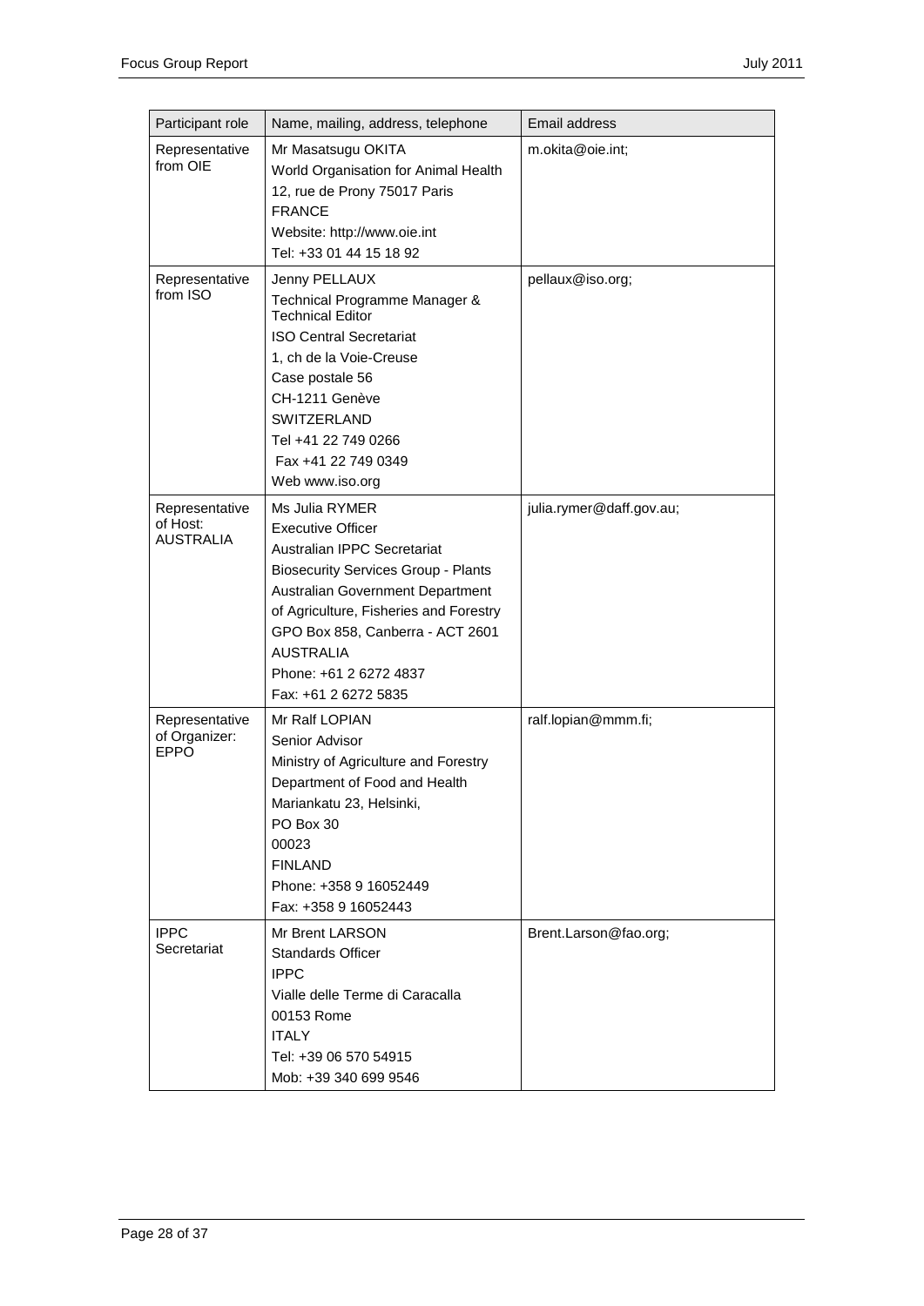| Participant role | Name, mailing, address, telephone | Email address |
|---|---|---|
| Representative from OIE | Mr Masatsugu OKITA<br>World Organisation for Animal Health<br>12, rue de Prony 75017 Paris<br>FRANCE<br>Website: http://www.oie.int<br>Tel: +33 01 44 15 18 92 | m.okita@oie.int; |
| Representative from ISO | Jenny PELLAUX<br>Technical Programme Manager & Technical Editor<br>ISO Central Secretariat<br>1, ch de la Voie-Creuse<br>Case postale 56<br>CH-1211 Genève<br>SWITZERLAND<br>Tel +41 22 749 0266<br>Fax +41 22 749 0349<br>Web www.iso.org | pellaux@iso.org; |
| Representative of Host: AUSTRALIA | Ms Julia RYMER<br>Executive Officer<br>Australian IPPC Secretariat<br>Biosecurity Services Group - Plants<br>Australian Government Department of Agriculture, Fisheries and Forestry<br>GPO Box 858, Canberra - ACT 2601<br>AUSTRALIA<br>Phone: +61 2 6272 4837<br>Fax: +61 2 6272 5835 | julia.rymer@daff.gov.au; |
| Representative of Organizer: EPPO | Mr Ralf LOPIAN<br>Senior Advisor<br>Ministry of Agriculture and Forestry<br>Department of Food and Health<br>Mariankatu 23, Helsinki,<br>PO Box 30<br>00023<br>FINLAND<br>Phone: +358 9 16052449<br>Fax: +358 9 16052443 | ralf.lopian@mmm.fi; |
| IPPC Secretariat | Mr Brent LARSON<br>Standards Officer<br>IPPC<br>Vialle delle Terme di Caracalla<br>00153 Rome<br>ITALY<br>Tel: +39 06 570 54915<br>Mob: +39 340 699 9546 | Brent.Larson@fao.org; |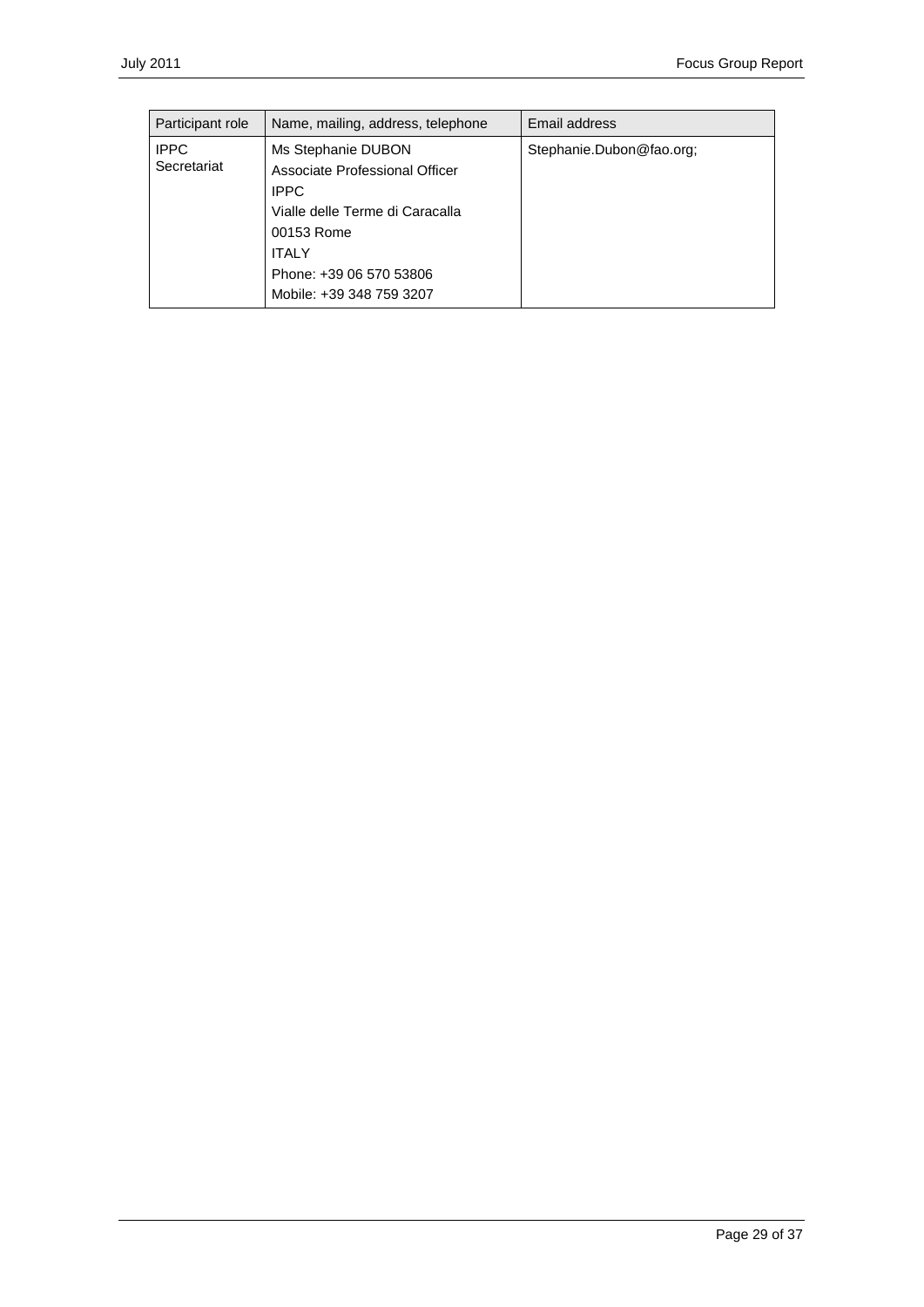| Participant role | Name, mailing, address, telephone | Email address |
|---|---|---|
| IPPC Secretariat | Ms Stephanie DUBON<br>Associate Professional Officer<br>IPPC<br>Vialle delle Terme di Caracalla<br>00153 Rome<br>ITALY<br>Phone: +39 06 570 53806<br>Mobile: +39 348 759 3207 | Stephanie.Dubon@fao.org; |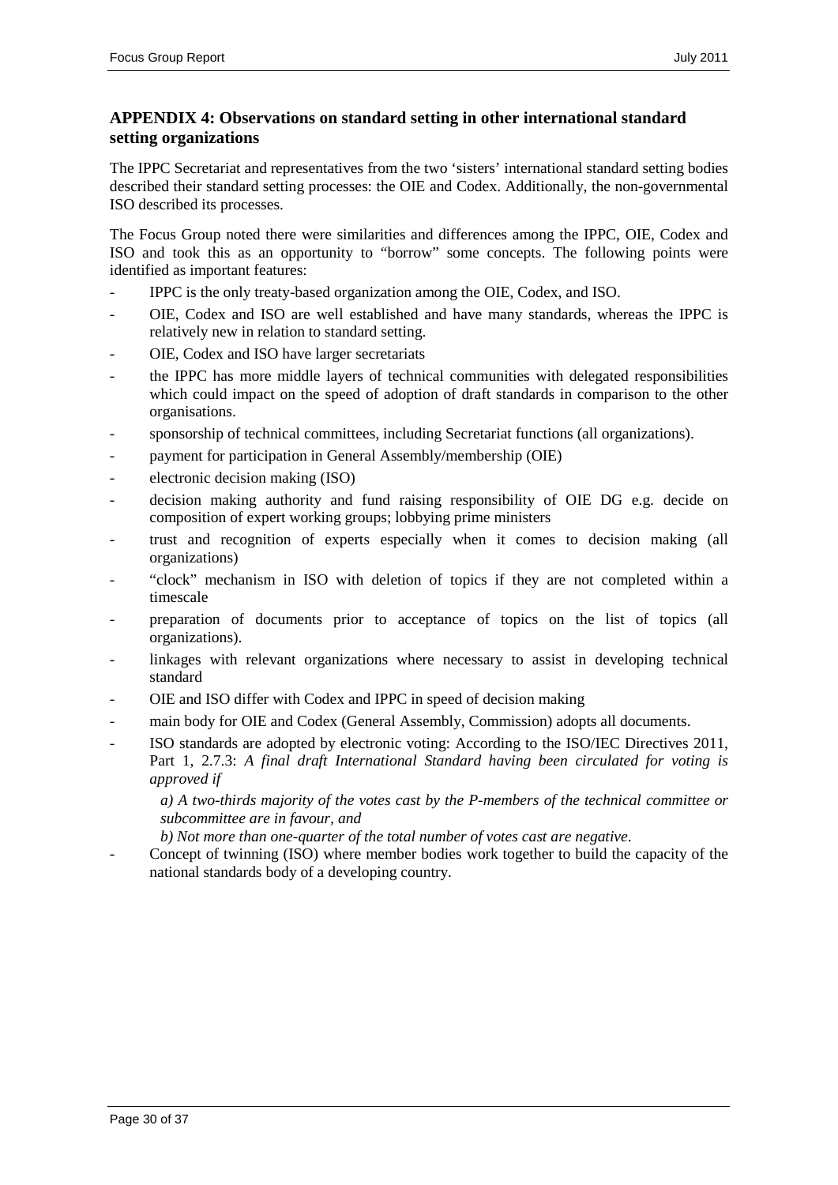## APPENDIX 4: Observations on standard setting in other international standard setting organizations

The IPPC Secretariat and representatives from the two 'sisters' international standard setting bodies described their standard setting processes: the OIE and Codex. Additionally, the non-governmental ISO described its processes.

The Focus Group noted there were similarities and differences among the IPPC, OIE, Codex and ISO and took this as an opportunity to "borrow" some concepts. The following points were identified as important features:

- IPPC is the only treaty-based organization among the OIE, Codex, and ISO.
- OIE, Codex and ISO are well established and have many standards, whereas the IPPC is relatively new in relation to standard setting.
- OIE, Codex and ISO have larger secretariats
- the IPPC has more middle layers of technical communities with delegated responsibilities which could impact on the speed of adoption of draft standards in comparison to the other organisations.
- sponsorship of technical committees, including Secretariat functions (all organizations).
- payment for participation in General Assembly/membership (OIE)
- electronic decision making (ISO)
- decision making authority and fund raising responsibility of OIE DG e.g. decide on composition of expert working groups; lobbying prime ministers
- trust and recognition of experts especially when it comes to decision making (all organizations)
- "clock" mechanism in ISO with deletion of topics if they are not completed within a timescale
- preparation of documents prior to acceptance of topics on the list of topics (all organizations).
- linkages with relevant organizations where necessary to assist in developing technical standard
- OIE and ISO differ with Codex and IPPC in speed of decision making
- main body for OIE and Codex (General Assembly, Commission) adopts all documents.
- ISO standards are adopted by electronic voting: According to the ISO/IEC Directives 2011, Part 1, 2.7.3: *A final draft International Standard having been circulated for voting is approved if*

  *a) A two-thirds majority of the votes cast by the P-members of the technical committee or subcommittee are in favour, and*

  *b) Not more than one-quarter of the total number of votes cast are negative*.
- Concept of twinning (ISO) where member bodies work together to build the capacity of the national standards body of a developing country.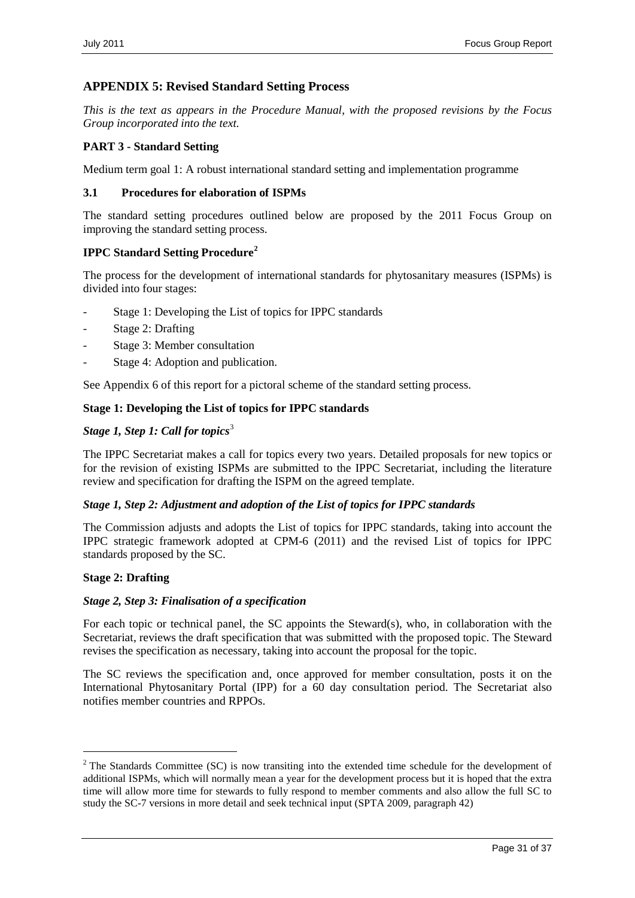## APPENDIX 5: Revised Standard Setting Process

*This is the text as appears in the Procedure Manual, with the proposed revisions by the Focus Group incorporated into the text.*

### PART 3 - Standard Setting

Medium term goal 1: A robust international standard setting and implementation programme

### 3.1 Procedures for elaboration of ISPMs

The standard setting procedures outlined below are proposed by the 2011 Focus Group on improving the standard setting process.

### IPPC Standard Setting Procedure[2]

The process for the development of international standards for phytosanitary measures (ISPMs) is divided into four stages:

- Stage 1: Developing the List of topics for IPPC standards
- Stage 2: Drafting
- Stage 3: Member consultation
- Stage 4: Adoption and publication.

See Appendix 6 of this report for a pictoral scheme of the standard setting process.

#### Stage 1: Developing the List of topics for IPPC standards

#### *Stage 1, Step 1: Call for topics*[3]

The IPPC Secretariat makes a call for topics every two years. Detailed proposals for new topics or for the revision of existing ISPMs are submitted to the IPPC Secretariat, including the literature review and specification for drafting the ISPM on the agreed template.

#### *Stage 1, Step 2: Adjustment and adoption of the List of topics for IPPC standards*

The Commission adjusts and adopts the List of topics for IPPC standards, taking into account the IPPC strategic framework adopted at CPM-6 (2011) and the revised List of topics for IPPC standards proposed by the SC.

#### Stage 2: Drafting

#### *Stage 2, Step 3: Finalisation of a specification*

For each topic or technical panel, the SC appoints the Steward(s), who, in collaboration with the Secretariat, reviews the draft specification that was submitted with the proposed topic. The Steward revises the specification as necessary, taking into account the proposal for the topic.

The SC reviews the specification and, once approved for member consultation, posts it on the International Phytosanitary Portal (IPP) for a 60 day consultation period. The Secretariat also notifies member countries and RPPOs.

---

[2] The Standards Committee (SC) is now transiting into the extended time schedule for the development of additional ISPMs, which will normally mean a year for the development process but it is hoped that the extra time will allow more time for stewards to fully respond to member comments and also allow the full SC to study the SC-7 versions in more detail and seek technical input (SPTA 2009, paragraph 42)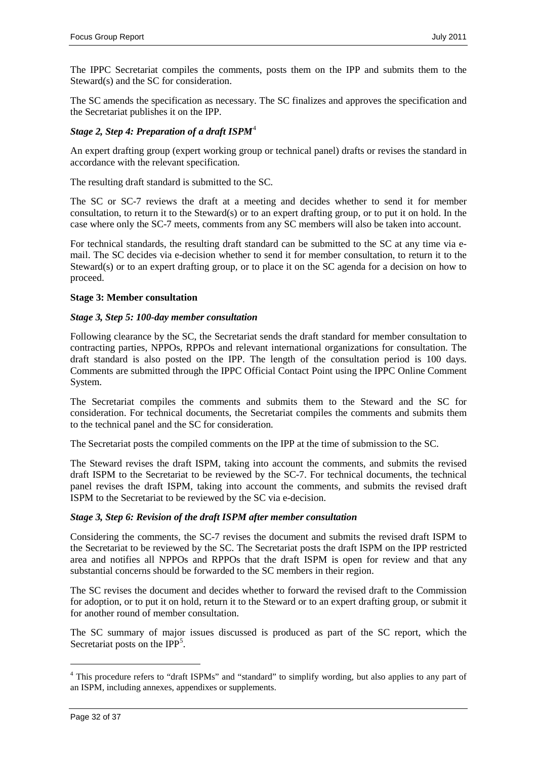The IPPC Secretariat compiles the comments, posts them on the IPP and submits them to the Steward(s) and the SC for consideration.

The SC amends the specification as necessary. The SC finalizes and approves the specification and the Secretariat publishes it on the IPP.

### *Stage 2, Step 4: Preparation of a draft ISPM*[4]

An expert drafting group (expert working group or technical panel) drafts or revises the standard in accordance with the relevant specification.

The resulting draft standard is submitted to the SC.

The SC or SC-7 reviews the draft at a meeting and decides whether to send it for member consultation, to return it to the Steward(s) or to an expert drafting group, or to put it on hold. In the case where only the SC-7 meets, comments from any SC members will also be taken into account.

For technical standards, the resulting draft standard can be submitted to the SC at any time via e-mail. The SC decides via e-decision whether to send it for member consultation, to return it to the Steward(s) or to an expert drafting group, or to place it on the SC agenda for a decision on how to proceed.

### **Stage 3: Member consultation**

### *Stage 3, Step 5: 100-day member consultation*

Following clearance by the SC, the Secretariat sends the draft standard for member consultation to contracting parties, NPPOs, RPPOs and relevant international organizations for consultation. The draft standard is also posted on the IPP. The length of the consultation period is 100 days. Comments are submitted through the IPPC Official Contact Point using the IPPC Online Comment System.

The Secretariat compiles the comments and submits them to the Steward and the SC for consideration. For technical documents, the Secretariat compiles the comments and submits them to the technical panel and the SC for consideration.

The Secretariat posts the compiled comments on the IPP at the time of submission to the SC.

The Steward revises the draft ISPM, taking into account the comments, and submits the revised draft ISPM to the Secretariat to be reviewed by the SC-7. For technical documents, the technical panel revises the draft ISPM, taking into account the comments, and submits the revised draft ISPM to the Secretariat to be reviewed by the SC via e-decision.

### *Stage 3, Step 6: Revision of the draft ISPM after member consultation*

Considering the comments, the SC-7 revises the document and submits the revised draft ISPM to the Secretariat to be reviewed by the SC. The Secretariat posts the draft ISPM on the IPP restricted area and notifies all NPPOs and RPPOs that the draft ISPM is open for review and that any substantial concerns should be forwarded to the SC members in their region.

The SC revises the document and decides whether to forward the revised draft to the Commission for adoption, or to put it on hold, return it to the Steward or to an expert drafting group, or submit it for another round of member consultation.

The SC summary of major issues discussed is produced as part of the SC report, which the Secretariat posts on the IPP[5].

---

[4] This procedure refers to "draft ISPMs" and "standard" to simplify wording, but also applies to any part of an ISPM, including annexes, appendixes or supplements.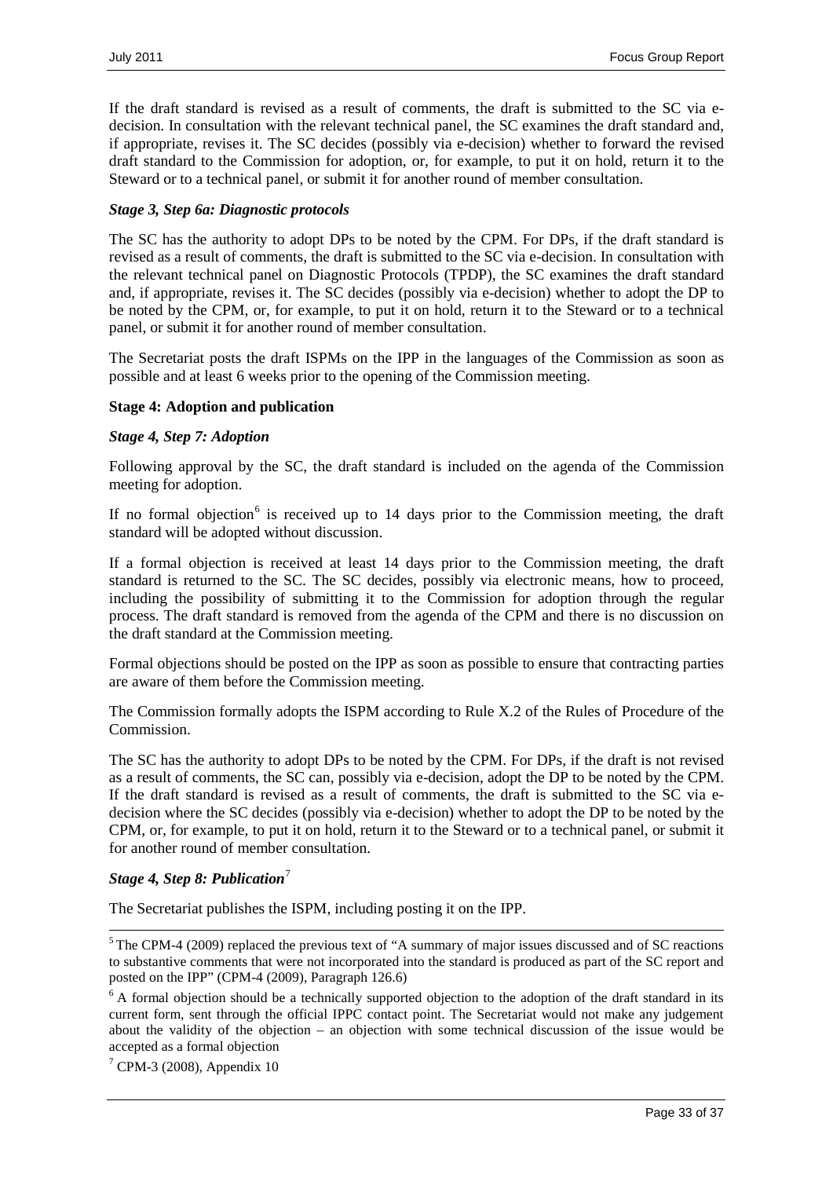If the draft standard is revised as a result of comments, the draft is submitted to the SC via e-decision. In consultation with the relevant technical panel, the SC examines the draft standard and, if appropriate, revises it. The SC decides (possibly via e-decision) whether to forward the revised draft standard to the Commission for adoption, or, for example, to put it on hold, return it to the Steward or to a technical panel, or submit it for another round of member consultation.

***Stage 3, Step 6a: Diagnostic protocols***

The SC has the authority to adopt DPs to be noted by the CPM. For DPs, if the draft standard is revised as a result of comments, the draft is submitted to the SC via e-decision. In consultation with the relevant technical panel on Diagnostic Protocols (TPDP), the SC examines the draft standard and, if appropriate, revises it. The SC decides (possibly via e-decision) whether to adopt the DP to be noted by the CPM, or, for example, to put it on hold, return it to the Steward or to a technical panel, or submit it for another round of member consultation.

The Secretariat posts the draft ISPMs on the IPP in the languages of the Commission as soon as possible and at least 6 weeks prior to the opening of the Commission meeting.

**Stage 4: Adoption and publication**

***Stage 4, Step 7: Adoption***

Following approval by the SC, the draft standard is included on the agenda of the Commission meeting for adoption.

If no formal objection[6] is received up to 14 days prior to the Commission meeting, the draft standard will be adopted without discussion.

If a formal objection is received at least 14 days prior to the Commission meeting, the draft standard is returned to the SC. The SC decides, possibly via electronic means, how to proceed, including the possibility of submitting it to the Commission for adoption through the regular process. The draft standard is removed from the agenda of the CPM and there is no discussion on the draft standard at the Commission meeting.

Formal objections should be posted on the IPP as soon as possible to ensure that contracting parties are aware of them before the Commission meeting.

The Commission formally adopts the ISPM according to Rule X.2 of the Rules of Procedure of the Commission.

The SC has the authority to adopt DPs to be noted by the CPM. For DPs, if the draft is not revised as a result of comments, the SC can, possibly via e-decision, adopt the DP to be noted by the CPM. If the draft standard is revised as a result of comments, the draft is submitted to the SC via e-decision where the SC decides (possibly via e-decision) whether to adopt the DP to be noted by the CPM, or, for example, to put it on hold, return it to the Steward or to a technical panel, or submit it for another round of member consultation.

***Stage 4, Step 8: Publication***[7]

The Secretariat publishes the ISPM, including posting it on the IPP.

---

[5] The CPM-4 (2009) replaced the previous text of "A summary of major issues discussed and of SC reactions to substantive comments that were not incorporated into the standard is produced as part of the SC report and posted on the IPP" (CPM-4 (2009), Paragraph 126.6)

[6] A formal objection should be a technically supported objection to the adoption of the draft standard in its current form, sent through the official IPPC contact point. The Secretariat would not make any judgement about the validity of the objection – an objection with some technical discussion of the issue would be accepted as a formal objection

[7] CPM-3 (2008), Appendix 10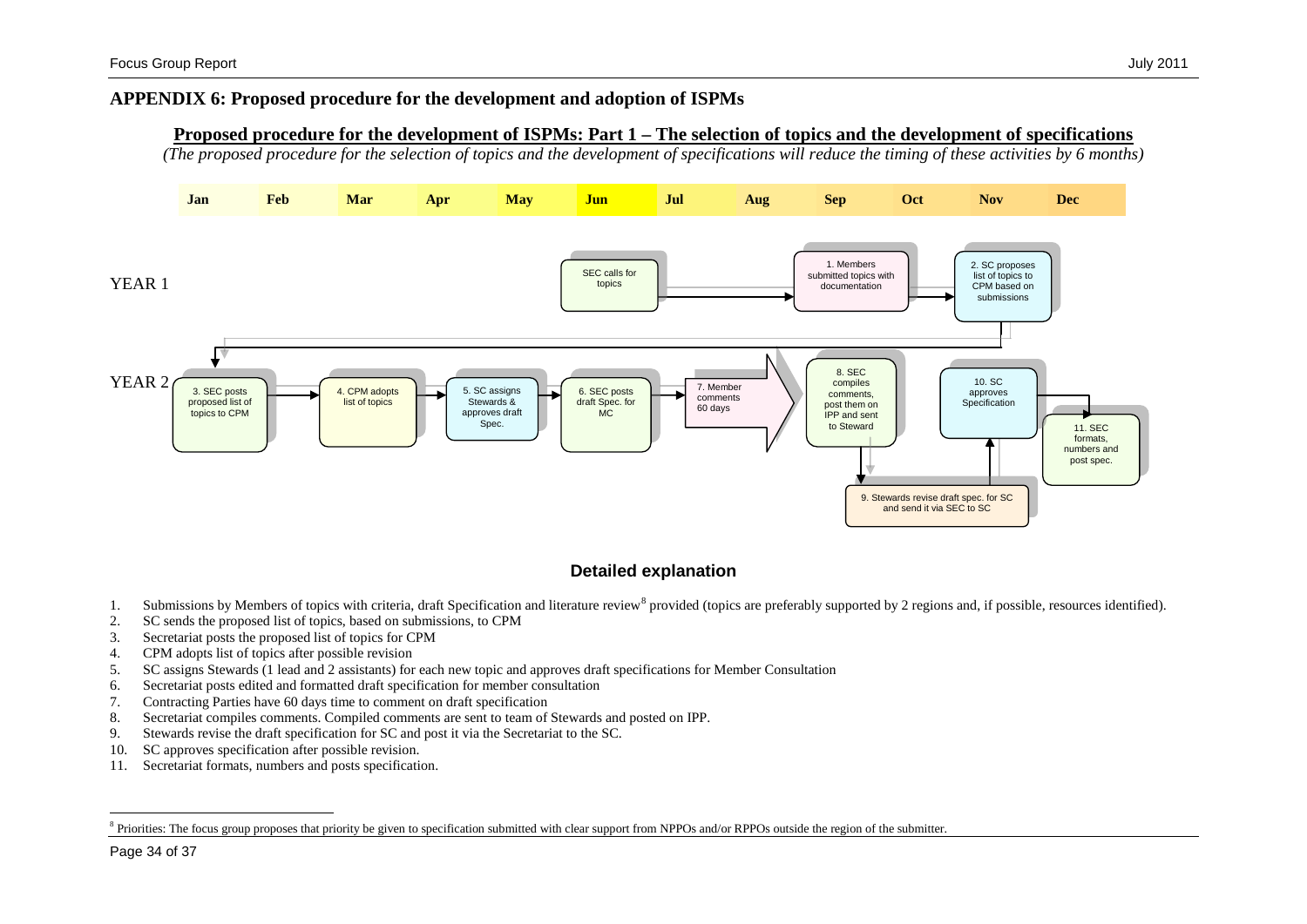# APPENDIX 6: Proposed procedure for the development and adoption of ISPMs

## Proposed procedure for the development of ISPMs: Part 1 – The selection of topics and the development of specifications

*(The proposed procedure for the selection of topics and the development of specifications will reduce the timing of these activities by 6 months)*

| | Jan | Feb | Mar | Apr | May | Jun | Jul | Aug | Sep | Oct | Nov | Dec |
|---|---|---|---|---|---|---|---|---|---|---|---|---|
| YEAR 1 | | | | | | SEC calls for topics | | | 1. Members submitted topics with documentation | | 2. SC proposes list of topics to CPM based on submissions | |
| YEAR 2 | 3. SEC posts proposed list of topics to CPM | | 4. CPM adopts list of topics | | 5. SC assigns Stewards & approves draft Spec. | 6. SEC posts draft Spec. for MC | 7. Member comments 60 days | | 8. SEC compiles comments, post them on IPP and sent to Steward | 9. Stewards revise draft spec. for SC and send it via SEC to SC | 10. SC approves Specification | 11. SEC formats, numbers and post spec. |

### Detailed explanation

1. Submissions by Members of topics with criteria, draft Specification and literature review[8] provided (topics are preferably supported by 2 regions and, if possible, resources identified).
2. SC sends the proposed list of topics, based on submissions, to CPM
3. Secretariat posts the proposed list of topics for CPM
4. CPM adopts list of topics after possible revision
5. SC assigns Stewards (1 lead and 2 assistants) for each new topic and approves draft specifications for Member Consultation
6. Secretariat posts edited and formatted draft specification for member consultation
7. Contracting Parties have 60 days time to comment on draft specification
8. Secretariat compiles comments. Compiled comments are sent to team of Stewards and posted on IPP.
9. Stewards revise the draft specification for SC and post it via the Secretariat to the SC.
10. SC approves specification after possible revision.
11. Secretariat formats, numbers and posts specification.

---

[8] Priorities: The focus group proposes that priority be given to specification submitted with clear support from NPPOs and/or RPPOs outside the region of the submitter.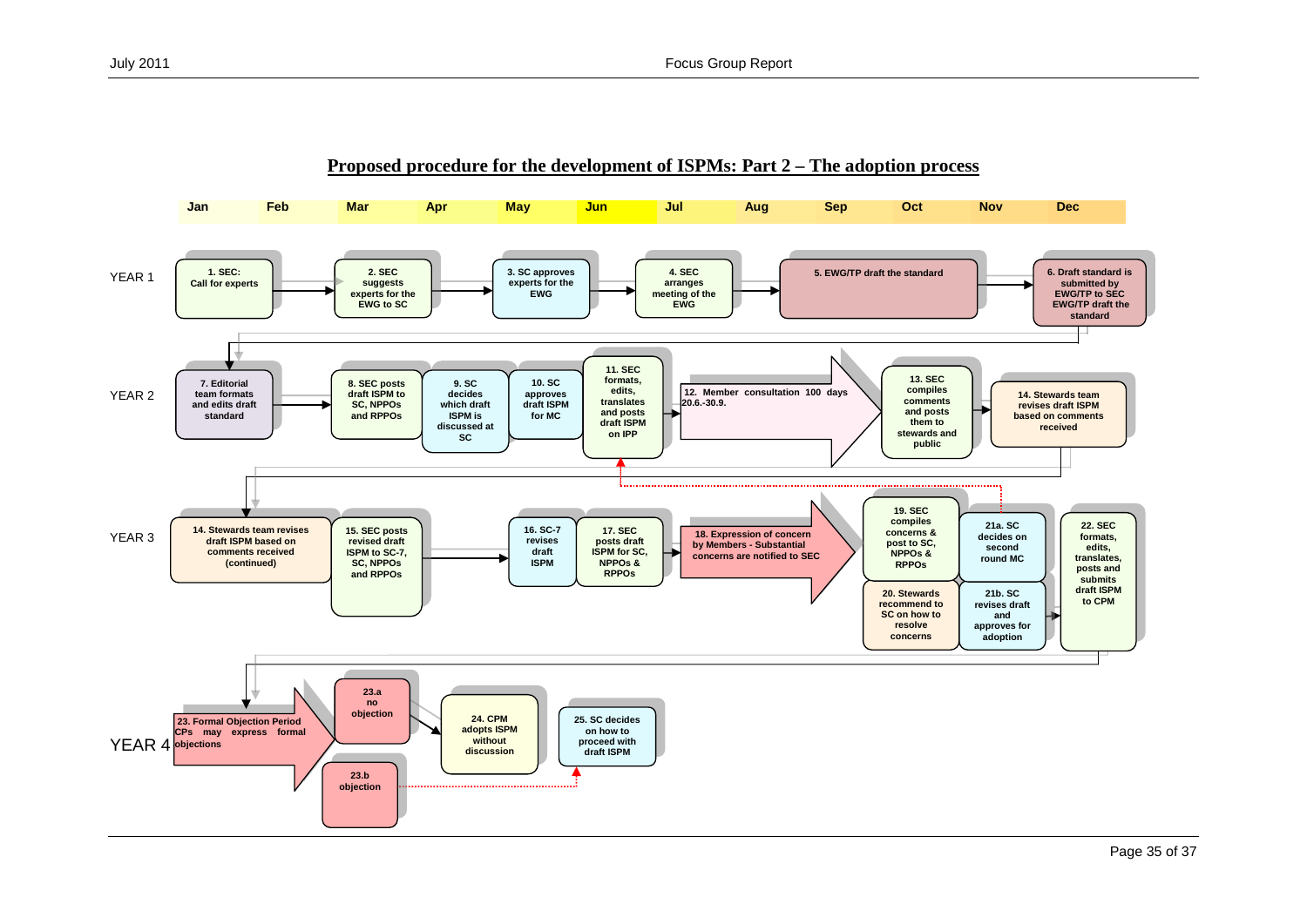# Proposed procedure for the development of ISPMs: Part 2 – The adoption process

| Jan | Feb | Mar | Apr | May | Jun | Jul | Aug | Sep | Oct | Nov | Dec |
|---|---|---|---|---|---|---|---|---|---|---|---|

**YEAR 1**

1. SEC: Call for experts
2. SEC suggests experts for the EWG to SC
3. SC approves experts for the EWG
4. SEC arranges meeting of the EWG
5. EWG/TP draft the standard
6. Draft standard is submitted by EWG/TP to SEC EWG/TP draft the standard

**YEAR 2**

7. Editorial team formats and edits draft standard
8. SEC posts draft ISPM to SC, NPPOs and RPPOs
9. SC decides which draft ISPM is discussed at SC
10. SC approves draft ISPM for MC
11. SEC formats, edits, translates and posts draft ISPM on IPP
12. Member consultation 100 days 20.6.-30.9.
13. SEC compiles comments and posts them to stewards and public
14. Stewards team revises draft ISPM based on comments received

**YEAR 3**

14. Stewards team revises draft ISPM based on comments received (continued)
15. SEC posts revised draft ISPM to SC-7, SC, NPPOs and RPPOs
16. SC-7 revises draft ISPM
17. SEC posts draft ISPM for SC, NPPOs & RPPOs
18. Expression of concern by Members - Substantial concerns are notified to SEC
19. SEC compiles concerns & post to SC, NPPOs & RPPOs
20. Stewards recommend to SC on how to resolve concerns
21a. SC decides on second round MC
21b. SC revises draft and approves for adoption
22. SEC formats, edits, translates, posts and submits draft ISPM to CPM

**YEAR 4**

23. Formal Objection Period CPs may express formal objections
23.a no objection
23.b objection
24. CPM adopts ISPM without discussion
25. SC decides on how to proceed with draft ISPM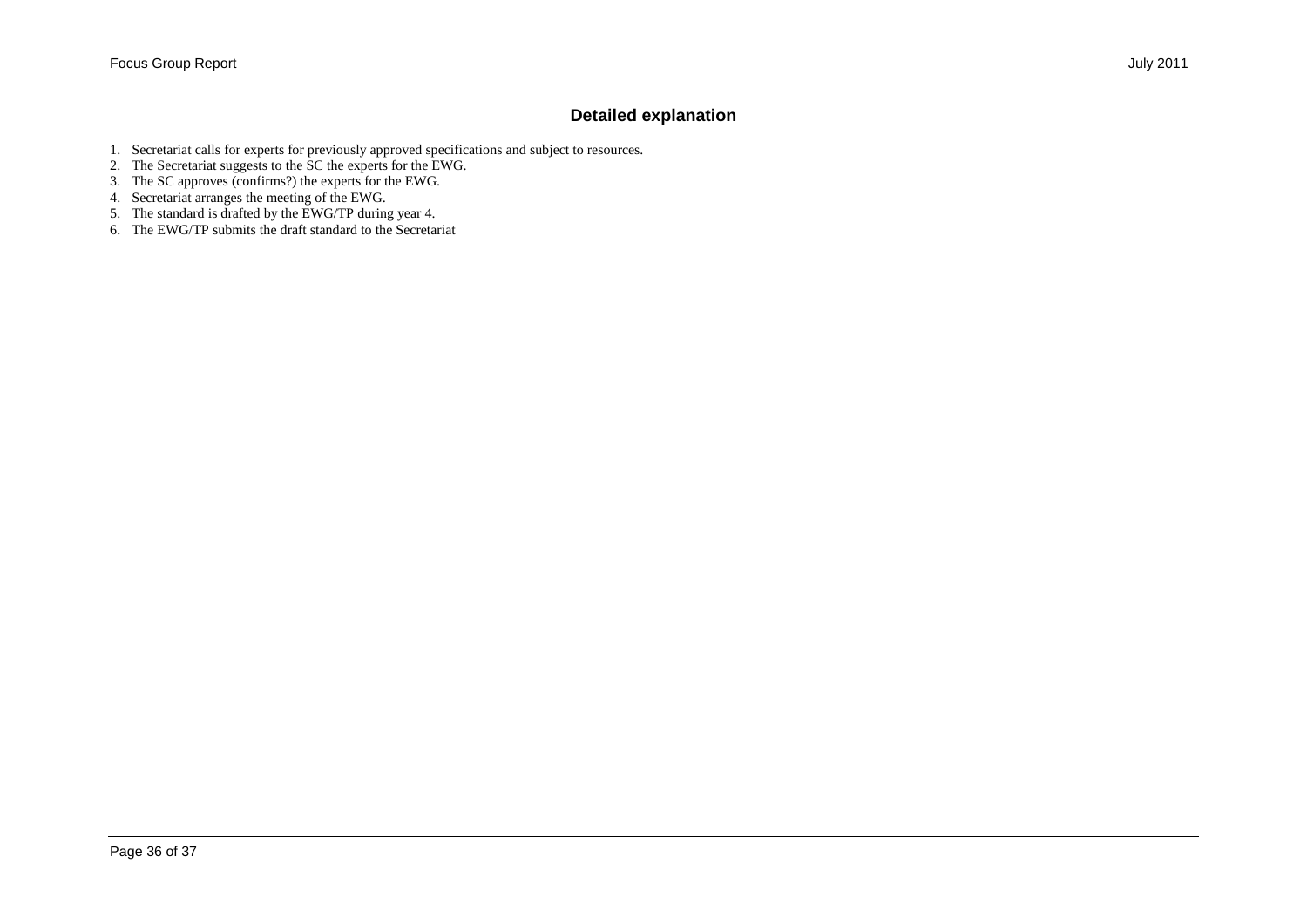## Detailed explanation

1. Secretariat calls for experts for previously approved specifications and subject to resources.
2. The Secretariat suggests to the SC the experts for the EWG.
3. The SC approves (confirms?) the experts for the EWG.
4. Secretariat arranges the meeting of the EWG.
5. The standard is drafted by the EWG/TP during year 4.
6. The EWG/TP submits the draft standard to the Secretariat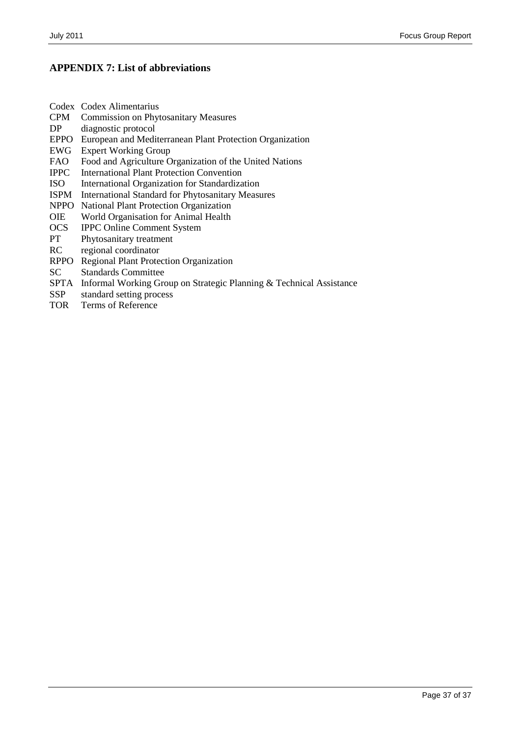## APPENDIX 7: List of abbreviations

| | |
|---|---|
| Codex | Codex Alimentarius |
| CPM | Commission on Phytosanitary Measures |
| DP | diagnostic protocol |
| EPPO | European and Mediterranean Plant Protection Organization |
| EWG | Expert Working Group |
| FAO | Food and Agriculture Organization of the United Nations |
| IPPC | International Plant Protection Convention |
| ISO | International Organization for Standardization |
| ISPM | International Standard for Phytosanitary Measures |
| NPPO | National Plant Protection Organization |
| OIE | World Organisation for Animal Health |
| OCS | IPPC Online Comment System |
| PT | Phytosanitary treatment |
| RC | regional coordinator |
| RPPO | Regional Plant Protection Organization |
| SC | Standards Committee |
| SPTA | Informal Working Group on Strategic Planning & Technical Assistance |
| SSP | standard setting process |
| TOR | Terms of Reference |